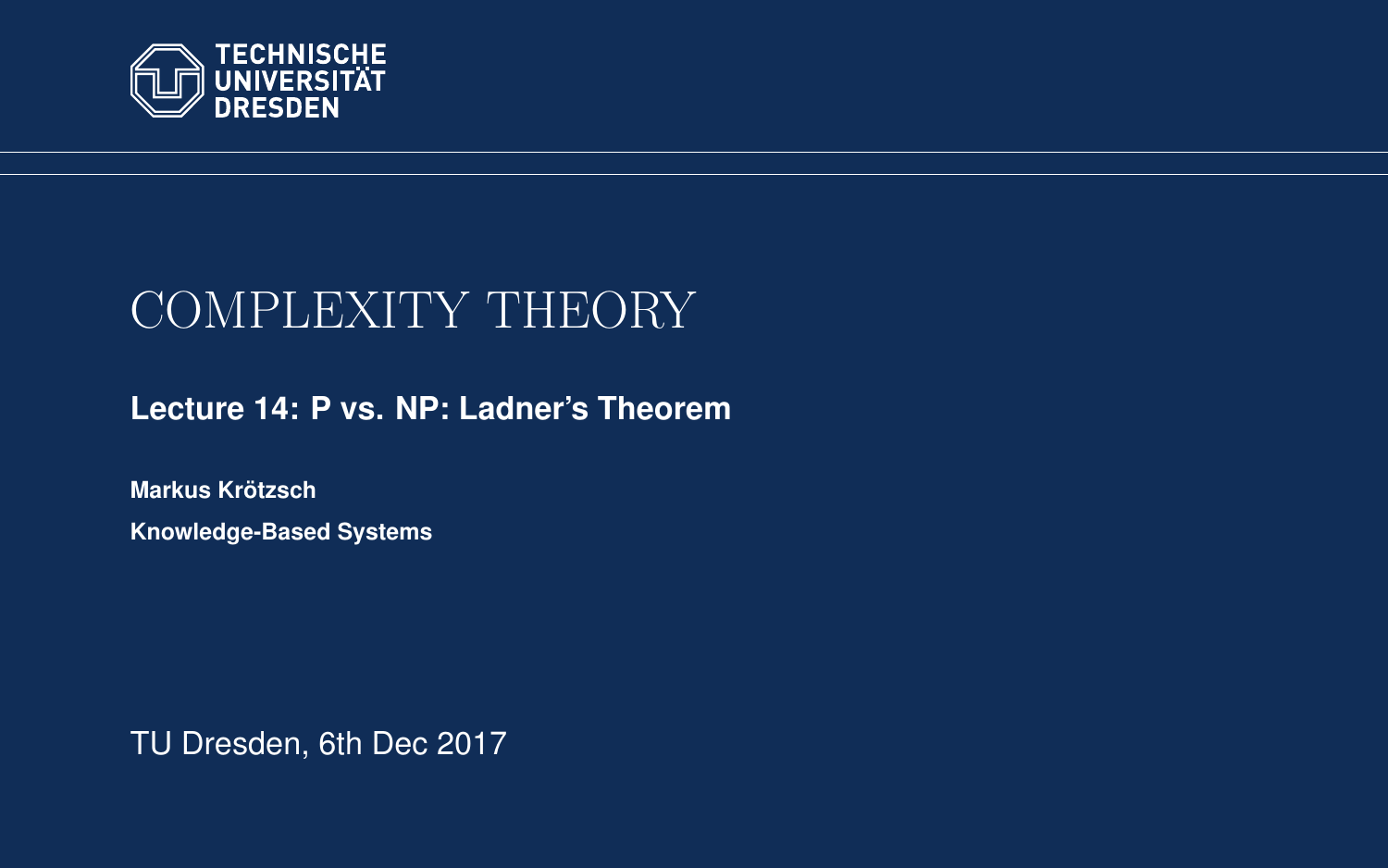TECHNISCHE UNIVERSITÄT DRESDEN

# COMPLEXITY THEORY

**Lecture 14: P vs. NP: Ladner's Theorem**

**Markus Krötzsch**

**Knowledge-Based Systems**

TU Dresden, 6th Dec 2017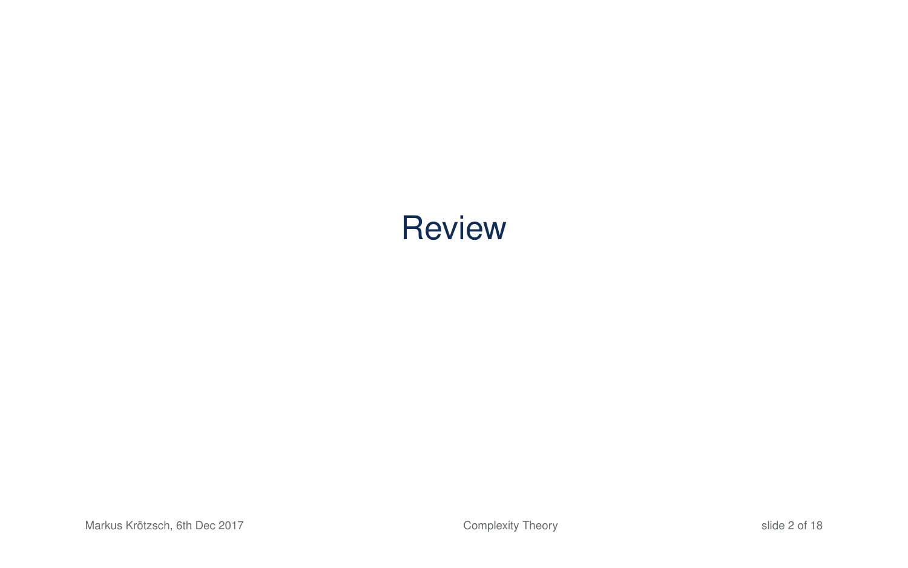# Review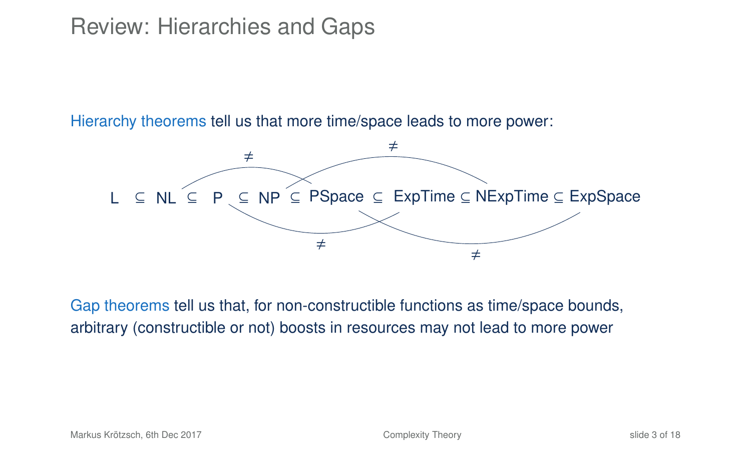# Review: Hierarchies and Gaps

Hierarchy theorems tell us that more time/space leads to more power:

$$\mathsf{L} \subseteq \mathsf{NL} \subseteq \mathsf{P} \subseteq \mathsf{NP} \subseteq \mathsf{PSpace} \subseteq \mathsf{ExpTime} \subseteq \mathsf{NExpTime} \subseteq \mathsf{ExpSpace}$$

with $\mathsf{NL} \neq \mathsf{PSpace}$, $\mathsf{NP} \neq \mathsf{NExpTime}$, $\mathsf{P} \neq \mathsf{ExpTime}$, $\mathsf{PSpace} \neq \mathsf{ExpSpace}$

Gap theorems tell us that, for non-constructible functions as time/space bounds, arbitrary (constructible or not) boosts in resources may not lead to more power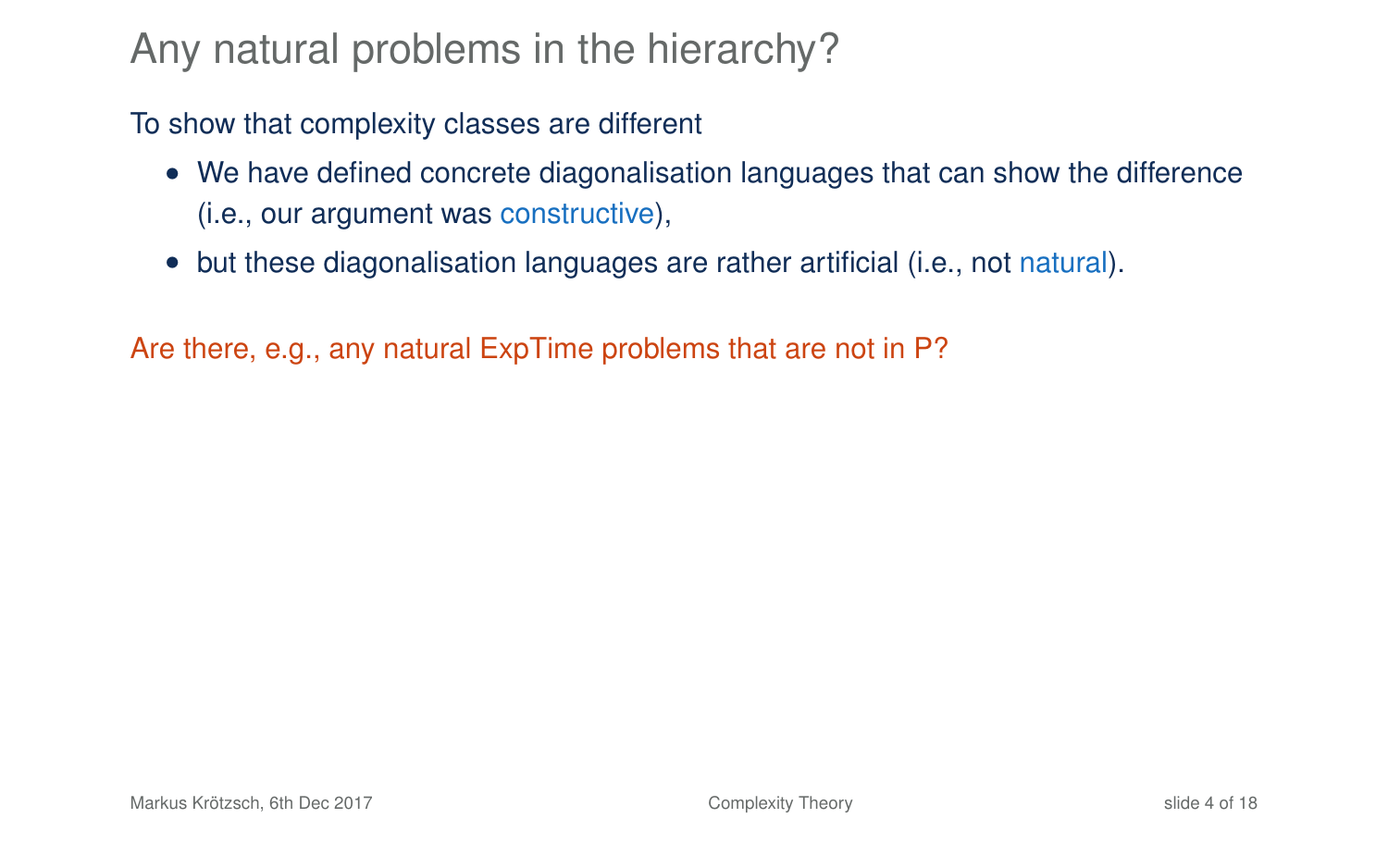# Any natural problems in the hierarchy?

To show that complexity classes are different

- We have defined concrete diagonalisation languages that can show the difference (i.e., our argument was constructive),
- but these diagonalisation languages are rather artificial (i.e., not natural).

Are there, e.g., any natural ExpTime problems that are not in P?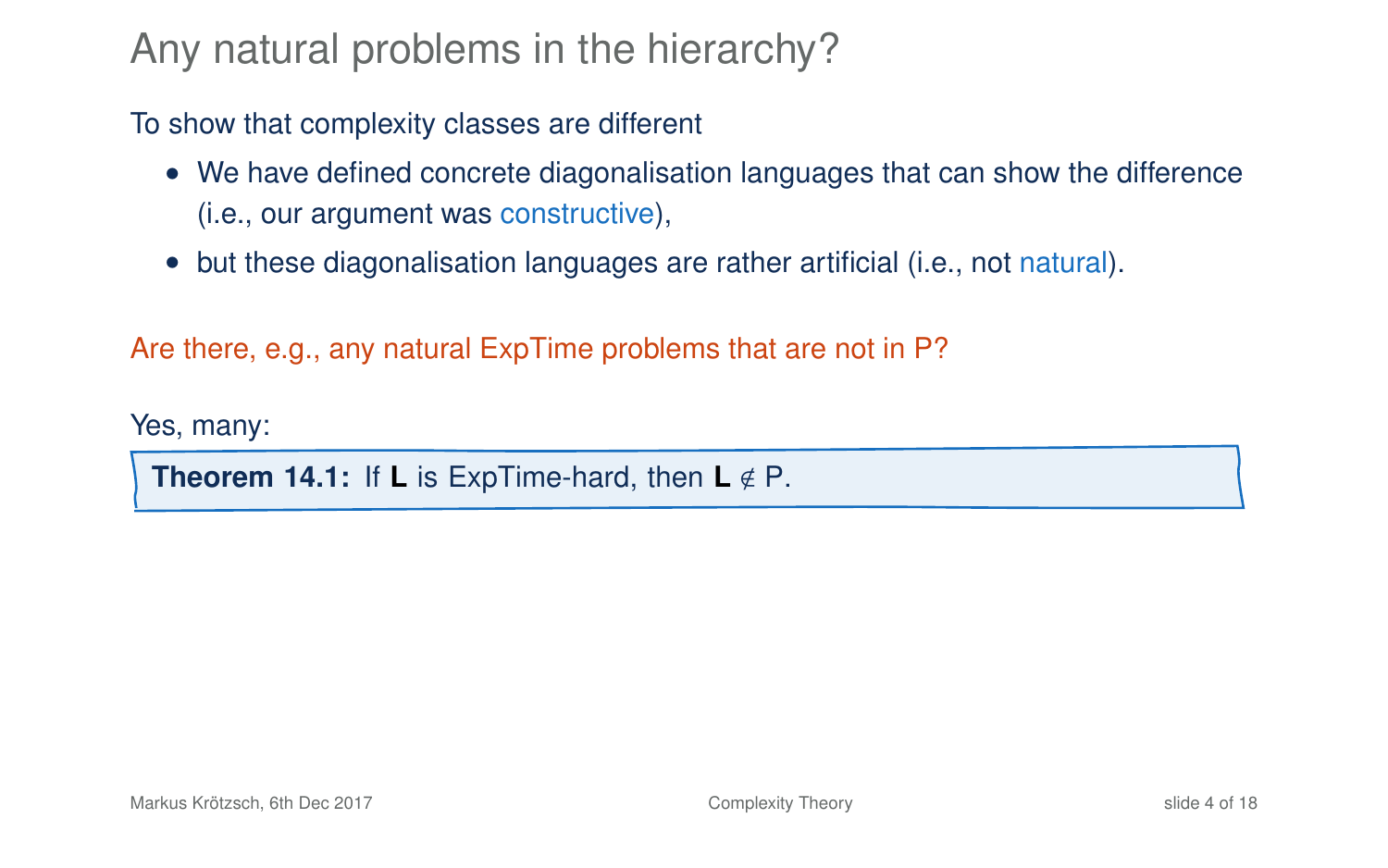# Any natural problems in the hierarchy?

To show that complexity classes are different

- We have defined concrete diagonalisation languages that can show the difference (i.e., our argument was constructive),
- but these diagonalisation languages are rather artificial (i.e., not natural).

Are there, e.g., any natural ExpTime problems that are not in P?

Yes, many:

**Theorem 14.1:** If $\mathbf{L}$ is ExpTime-hard, then $\mathbf{L} \notin \mathrm{P}$.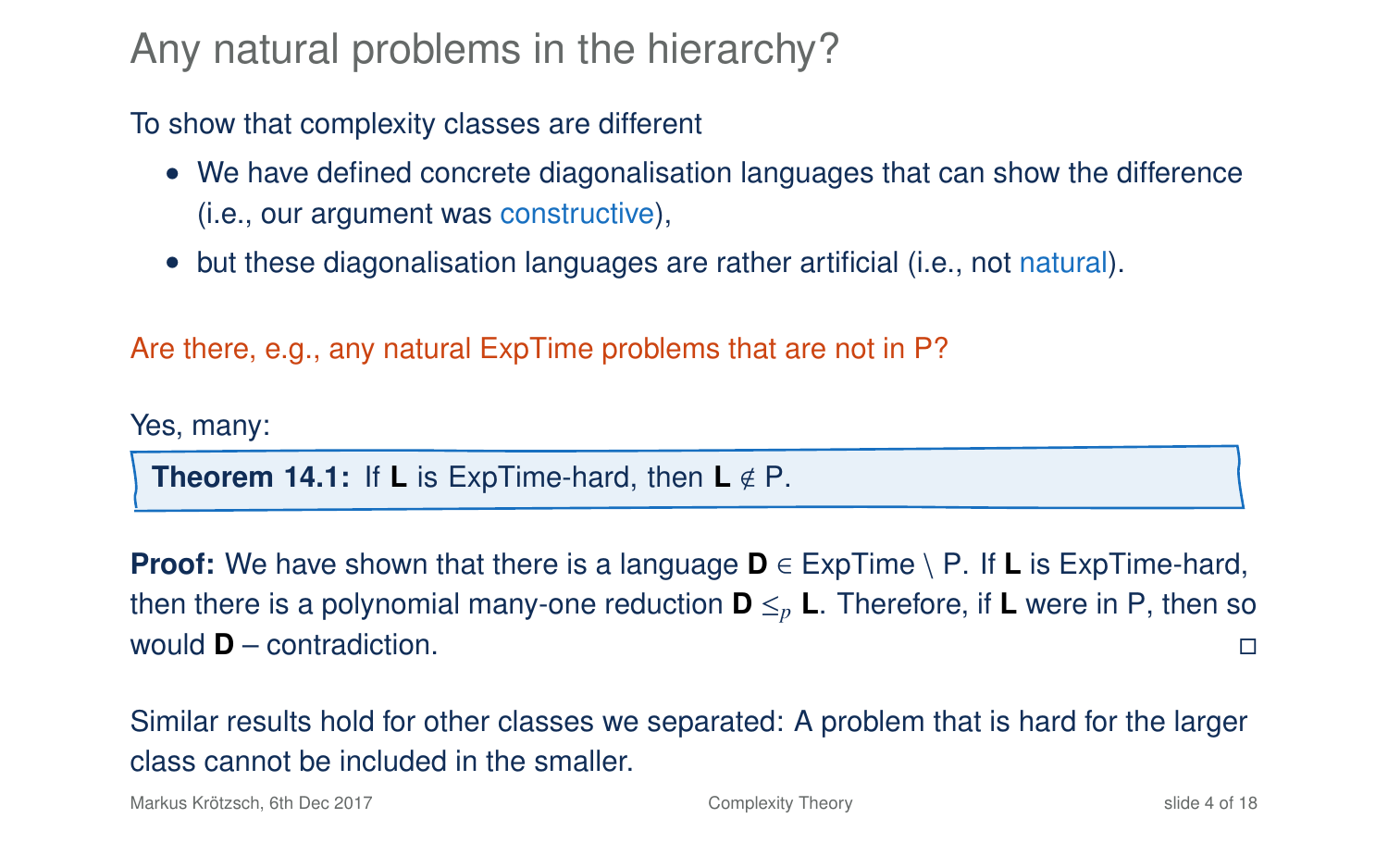# Any natural problems in the hierarchy?

To show that complexity classes are different

- We have defined concrete diagonalisation languages that can show the difference (i.e., our argument was constructive),
- but these diagonalisation languages are rather artificial (i.e., not natural).

Are there, e.g., any natural ExpTime problems that are not in P?

Yes, many:

**Theorem 14.1:** If **L** is ExpTime-hard, then **L** $\notin$ P.

**Proof:** We have shown that there is a language **D** $\in$ ExpTime $\setminus$ P. If **L** is ExpTime-hard, then there is a polynomial many-one reduction **D** $\leq_p$ **L**. Therefore, if **L** were in P, then so would **D** – contradiction. □

Similar results hold for other classes we separated: A problem that is hard for the larger class cannot be included in the smaller.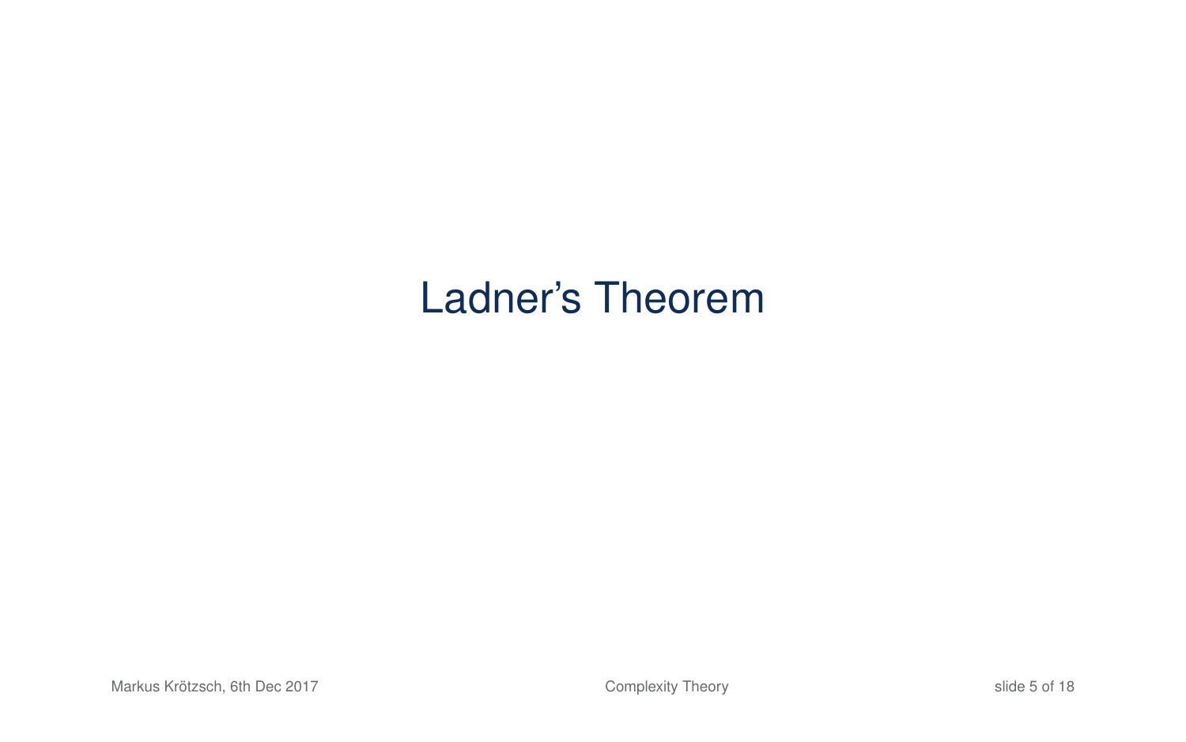# Ladner’s Theorem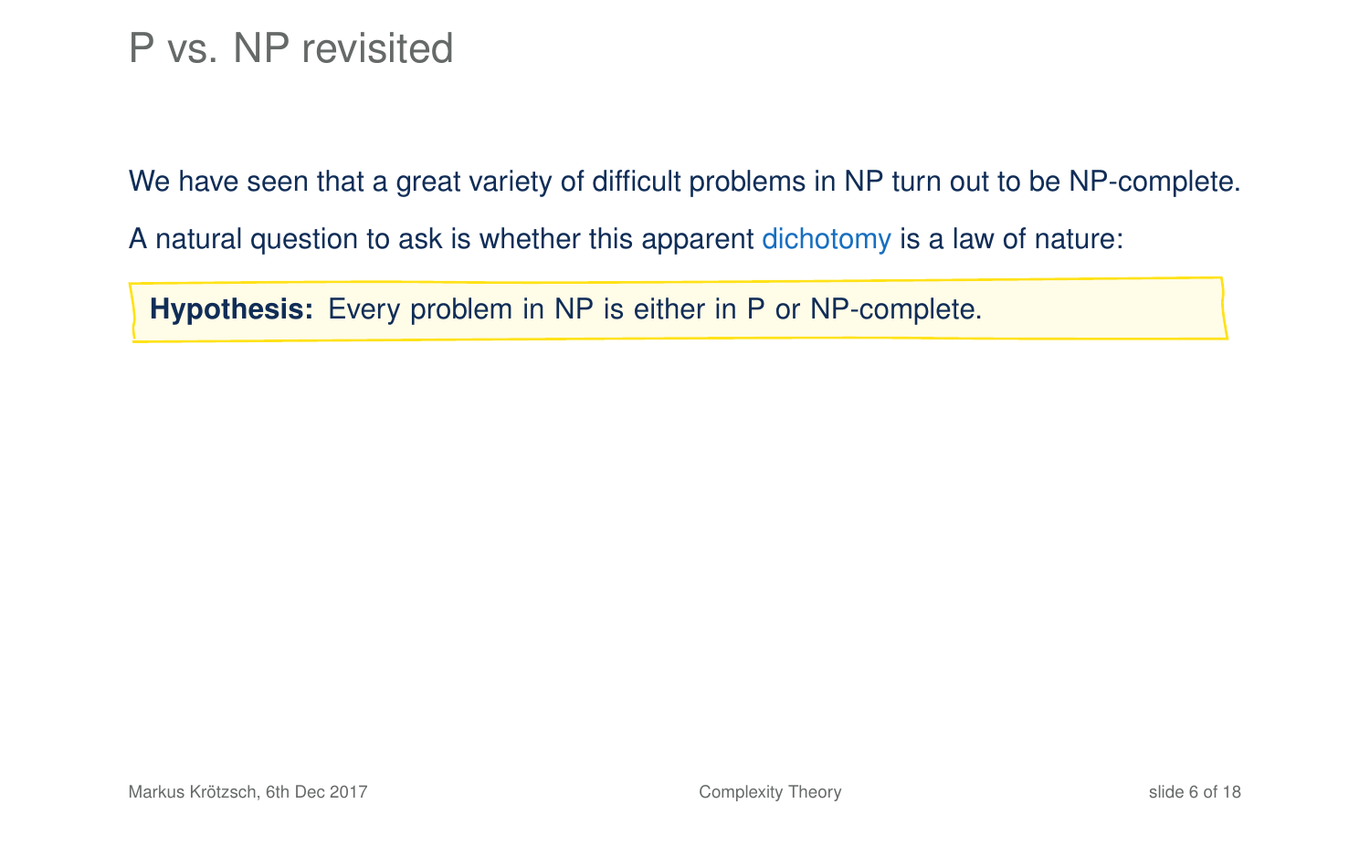# P vs. NP revisited

We have seen that a great variety of difficult problems in NP turn out to be NP-complete.

A natural question to ask is whether this apparent dichotomy is a law of nature:

> **Hypothesis:** Every problem in NP is either in P or NP-complete.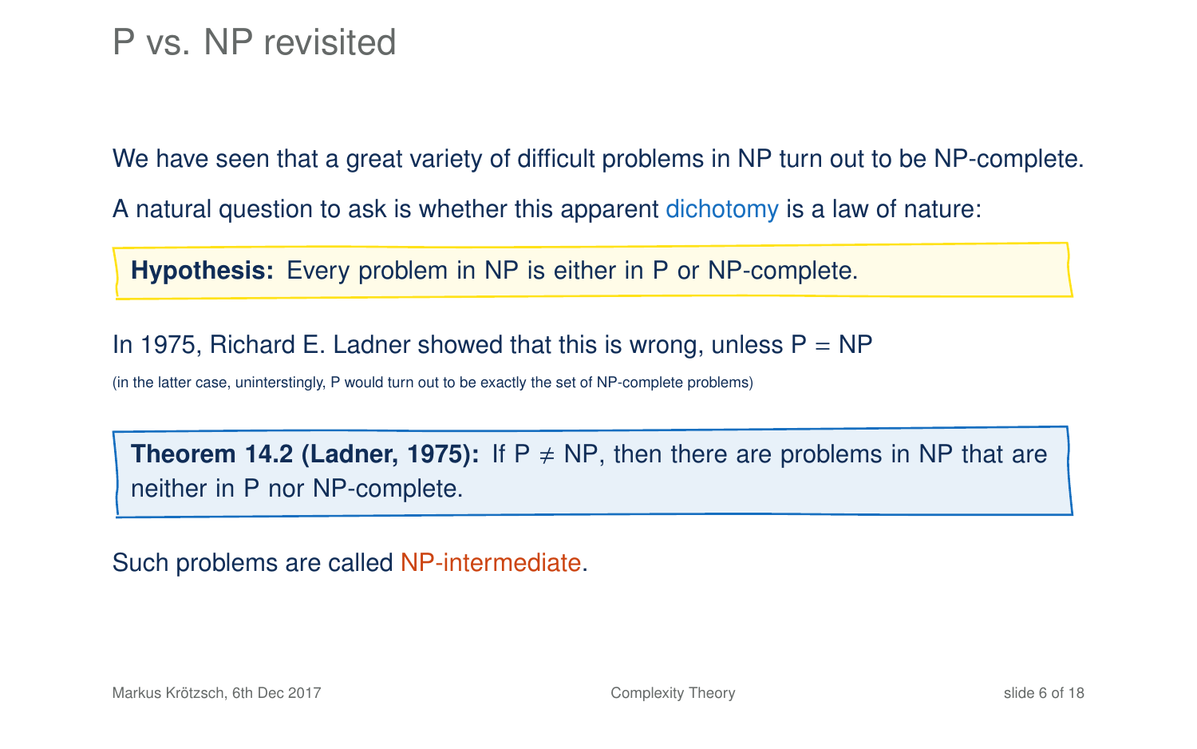# P vs. NP revisited

We have seen that a great variety of difficult problems in NP turn out to be NP-complete.

A natural question to ask is whether this apparent dichotomy is a law of nature:

> **Hypothesis:** Every problem in NP is either in P or NP-complete.

In 1975, Richard E. Ladner showed that this is wrong, unless P = NP

(in the latter case, uninterstingly, P would turn out to be exactly the set of NP-complete problems)

> **Theorem 14.2 (Ladner, 1975):** If P $\neq$ NP, then there are problems in NP that are neither in P nor NP-complete.

Such problems are called NP-intermediate.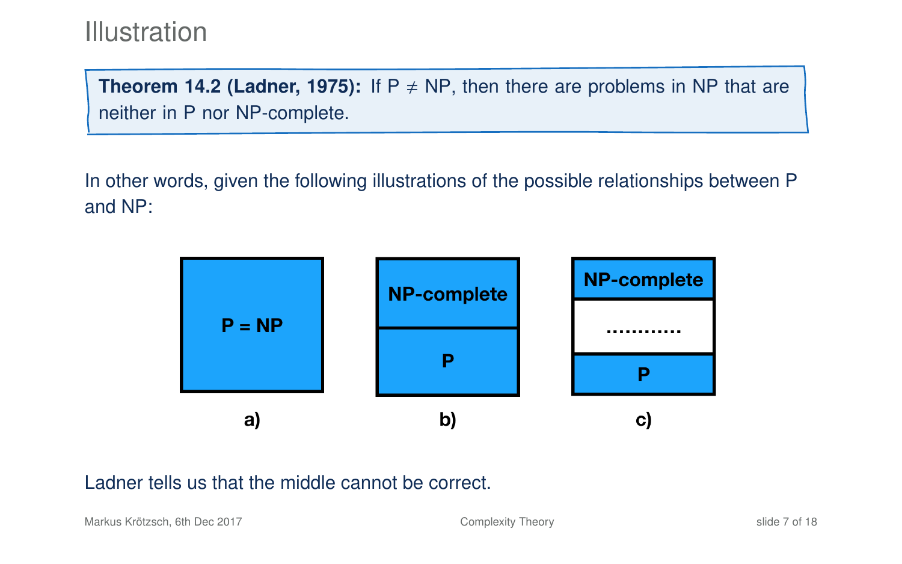# Illustration

**Theorem 14.2 (Ladner, 1975):** If P $\neq$ NP, then there are problems in NP that are neither in P nor NP-complete.

In other words, given the following illustrations of the possible relationships between P and NP:

P = NP

a)

NP-complete

P

b)

NP-complete

............

P

c)

Ladner tells us that the middle cannot be correct.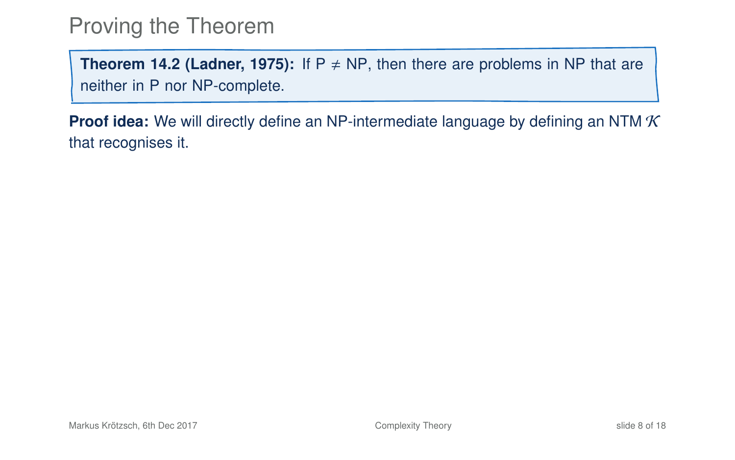# Proving the Theorem

**Theorem 14.2 (Ladner, 1975):** If P $\neq$ NP, then there are problems in NP that are neither in P nor NP-complete.

**Proof idea:** We will directly define an NP-intermediate language by defining an NTM $\mathcal{K}$ that recognises it.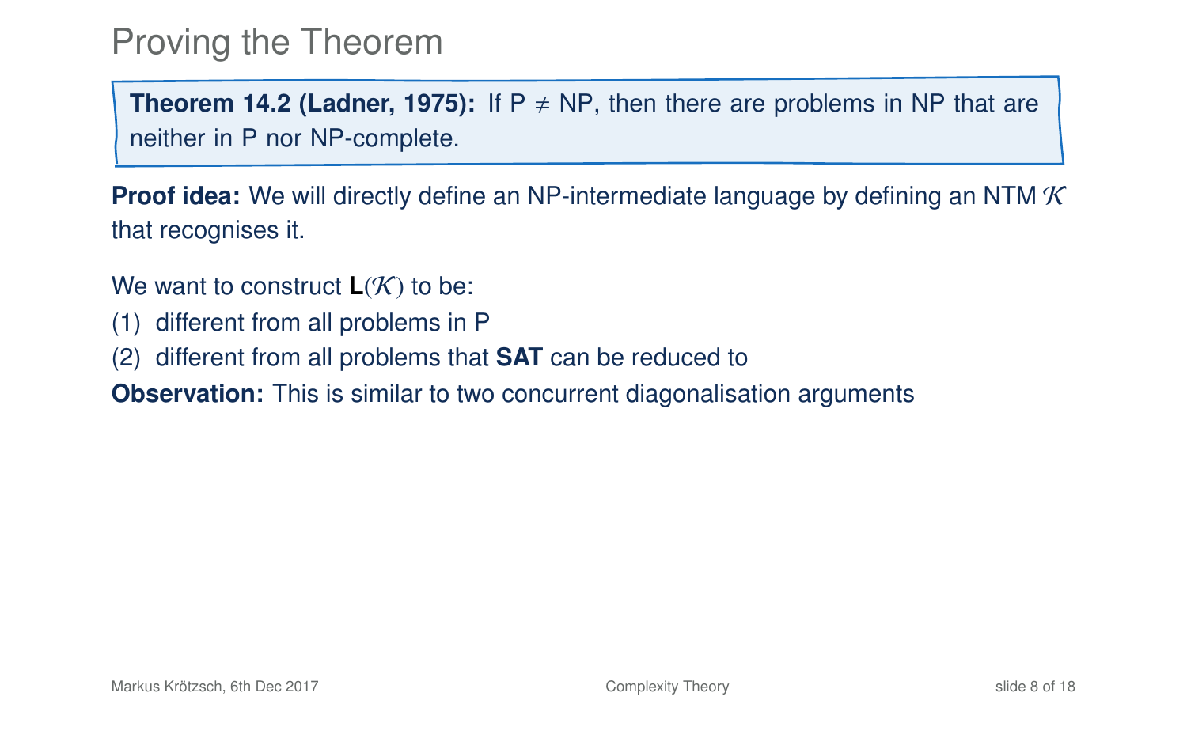# Proving the Theorem

**Theorem 14.2 (Ladner, 1975):** If P $\neq$ NP, then there are problems in NP that are neither in P nor NP-complete.

**Proof idea:** We will directly define an NP-intermediate language by defining an NTM $\mathcal{K}$ that recognises it.

We want to construct $\mathbf{L}(\mathcal{K})$ to be:

(1) different from all problems in P

(2) different from all problems that **SAT** can be reduced to

**Observation:** This is similar to two concurrent diagonalisation arguments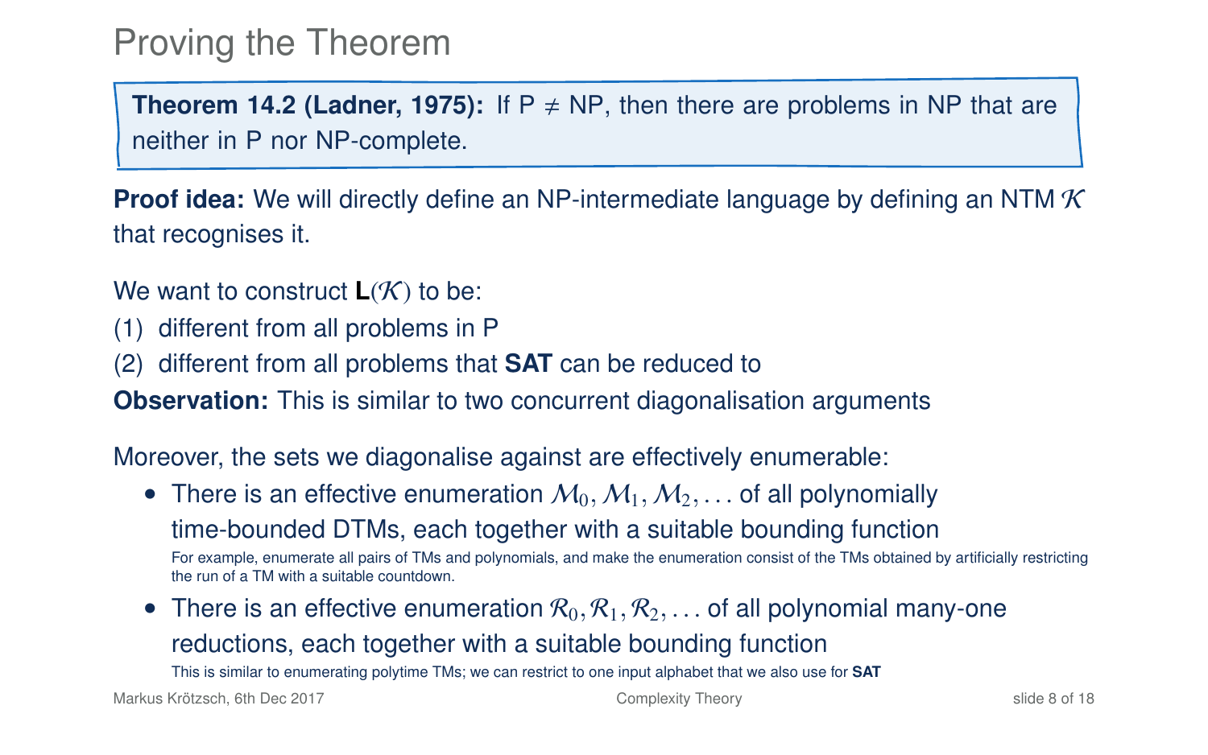# Proving the Theorem

**Theorem 14.2 (Ladner, 1975):** If P $\neq$ NP, then there are problems in NP that are neither in P nor NP-complete.

**Proof idea:** We will directly define an NP-intermediate language by defining an NTM $\mathcal{K}$ that recognises it.

We want to construct $\mathbf{L}(\mathcal{K})$ to be:

(1) different from all problems in P

(2) different from all problems that **SAT** can be reduced to

**Observation:** This is similar to two concurrent diagonalisation arguments

Moreover, the sets we diagonalise against are effectively enumerable:

- There is an effective enumeration $\mathcal{M}_0, \mathcal{M}_1, \mathcal{M}_2, \ldots$ of all polynomially time-bounded DTMs, each together with a suitable bounding function

  For example, enumerate all pairs of TMs and polynomials, and make the enumeration consist of the TMs obtained by artificially restricting the run of a TM with a suitable countdown.

- There is an effective enumeration $\mathcal{R}_0, \mathcal{R}_1, \mathcal{R}_2, \ldots$ of all polynomial many-one reductions, each together with a suitable bounding function

  This is similar to enumerating polytime TMs; we can restrict to one input alphabet that we also use for **SAT**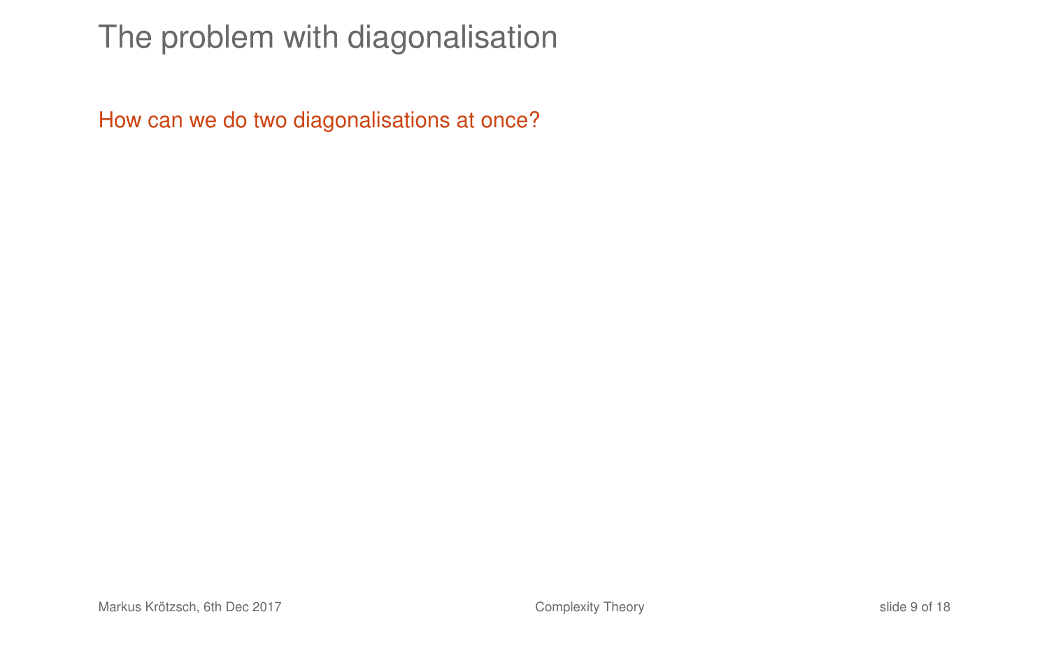# The problem with diagonalisation

How can we do two diagonalisations at once?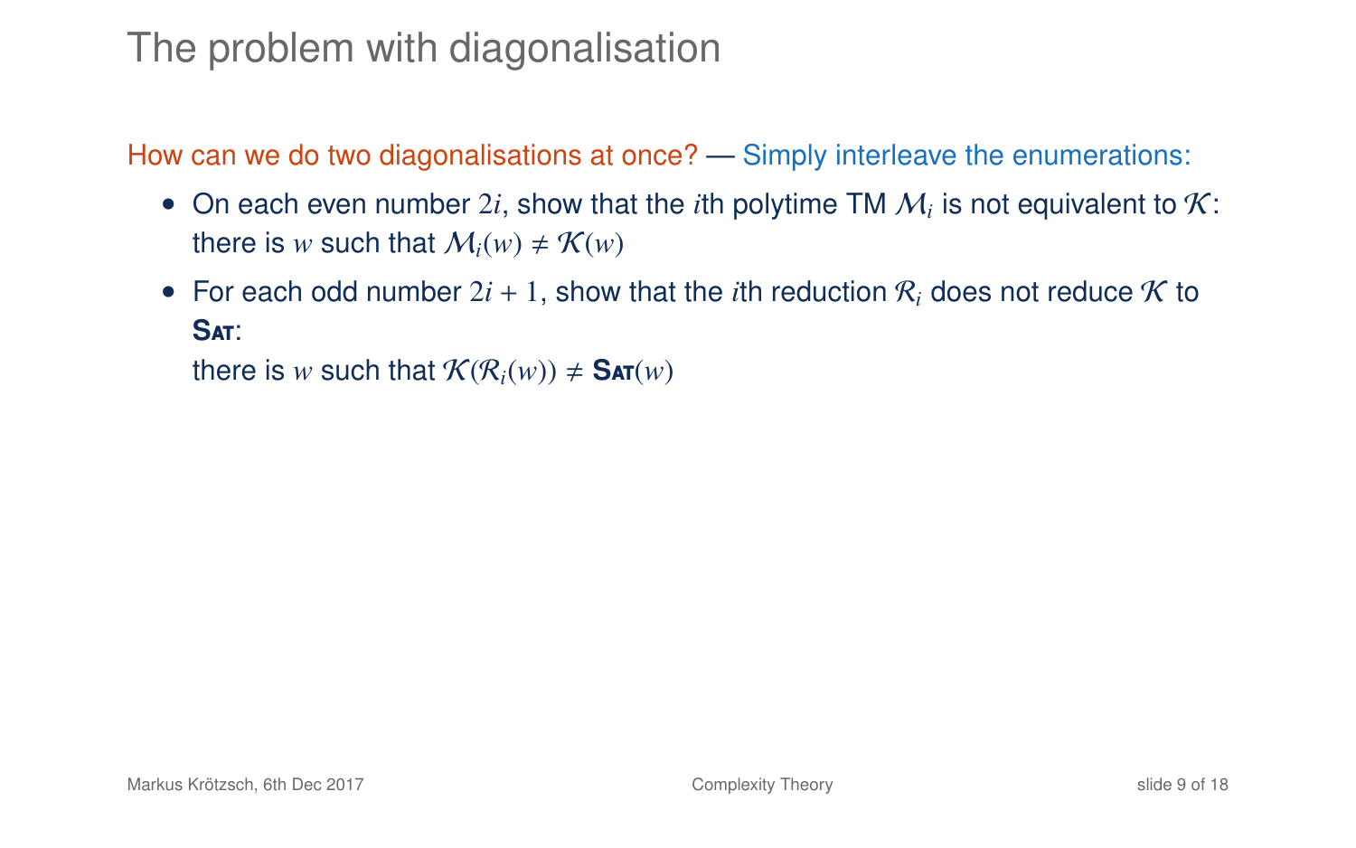# The problem with diagonalisation

How can we do two diagonalisations at once? — Simply interleave the enumerations:

- On each even number $2i$, show that the $i$th polytime TM $\mathcal{M}_i$ is not equivalent to $\mathcal{K}$: there is $w$ such that $\mathcal{M}_i(w) \neq \mathcal{K}(w)$
- For each odd number $2i + 1$, show that the $i$th reduction $\mathcal{R}_i$ does not reduce $\mathcal{K}$ to **Sat**:
  there is $w$ such that $\mathcal{K}(\mathcal{R}_i(w)) \neq$ **Sat**$(w)$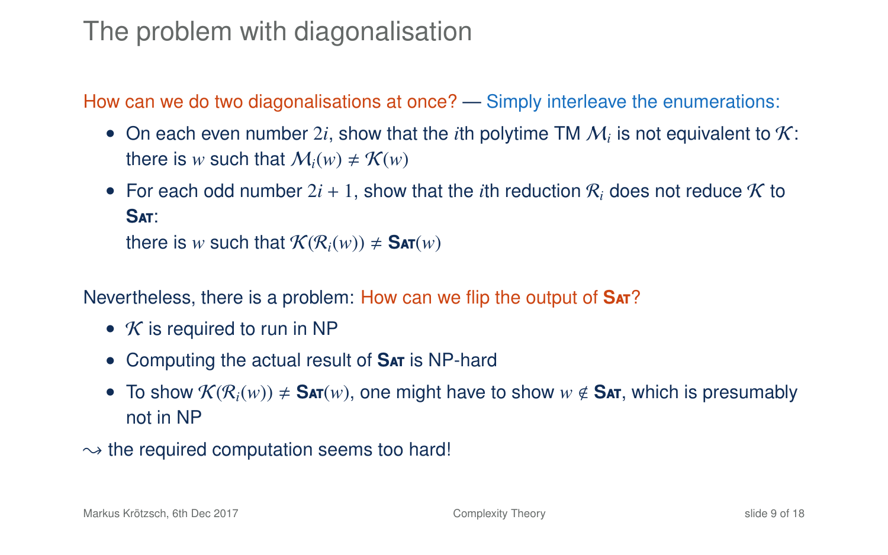# The problem with diagonalisation

How can we do two diagonalisations at once? — Simply interleave the enumerations:

- On each even number $2i$, show that the $i$th polytime TM $\mathcal{M}_i$ is not equivalent to $\mathcal{K}$: there is $w$ such that $\mathcal{M}_i(w) \neq \mathcal{K}(w)$
- For each odd number $2i+1$, show that the $i$th reduction $\mathcal{R}_i$ does not reduce $\mathcal{K}$ to **Sat**:
  there is $w$ such that $\mathcal{K}(\mathcal{R}_i(w)) \neq$ **Sat**$(w)$

Nevertheless, there is a problem: How can we flip the output of **Sat**?

- $\mathcal{K}$ is required to run in NP
- Computing the actual result of **Sat** is NP-hard
- To show $\mathcal{K}(\mathcal{R}_i(w)) \neq$ **Sat**$(w)$, one might have to show $w \notin$ **Sat**, which is presumably not in NP

$\leadsto$ the required computation seems too hard!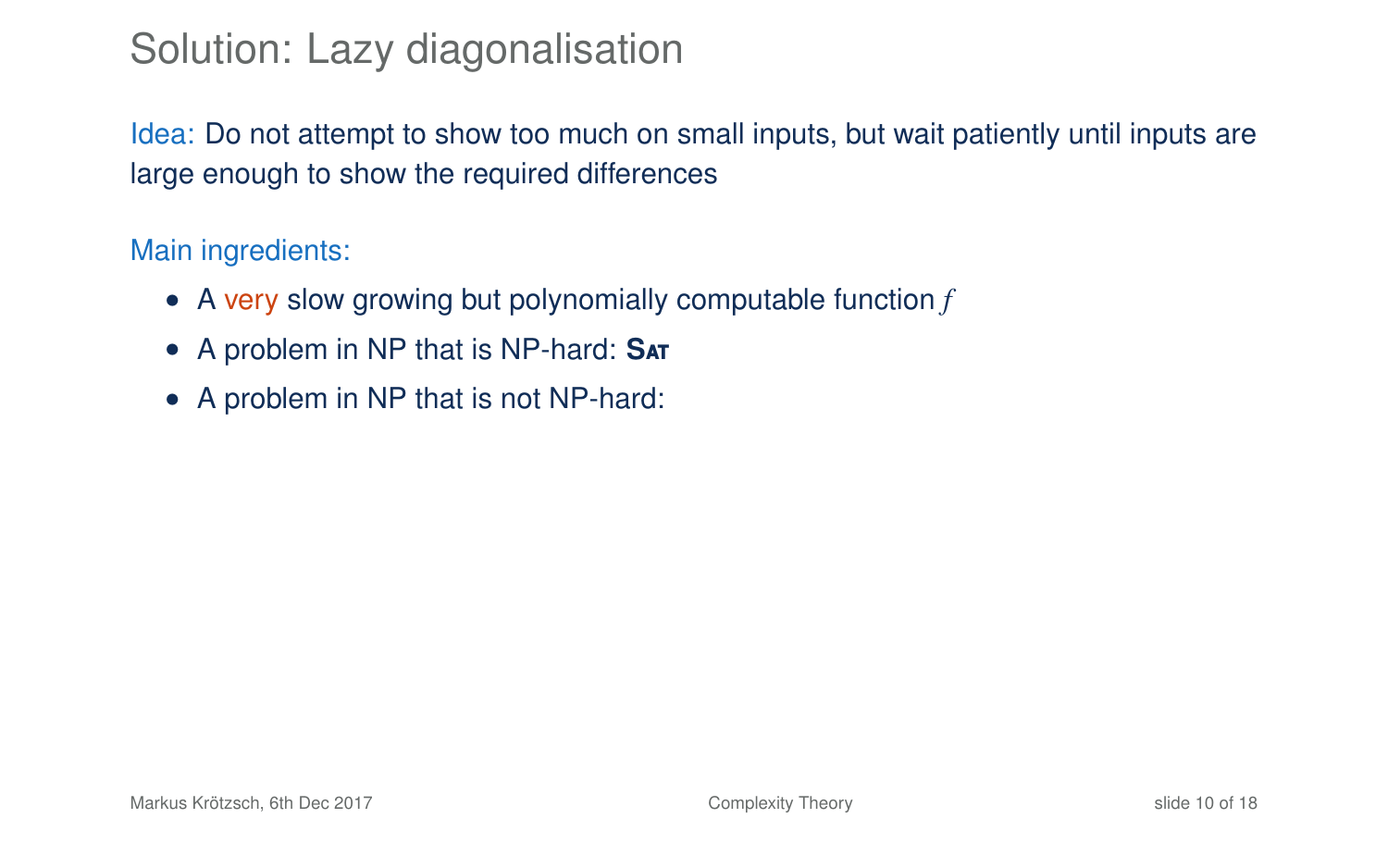# Solution: Lazy diagonalisation

Idea: Do not attempt to show too much on small inputs, but wait patiently until inputs are large enough to show the required differences

Main ingredients:

- A very slow growing but polynomially computable function $f$
- A problem in NP that is NP-hard: **Sat**
- A problem in NP that is not NP-hard: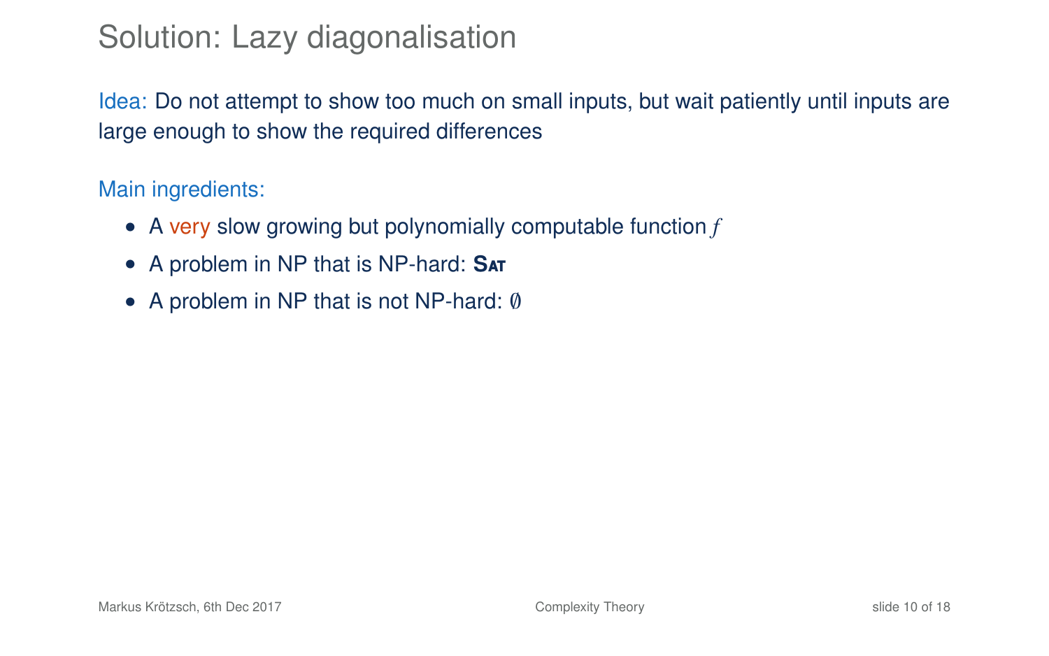# Solution: Lazy diagonalisation

Idea: Do not attempt to show too much on small inputs, but wait patiently until inputs are large enough to show the required differences

Main ingredients:

- A very slow growing but polynomially computable function $f$
- A problem in NP that is NP-hard: **Sat**
- A problem in NP that is not NP-hard: $\emptyset$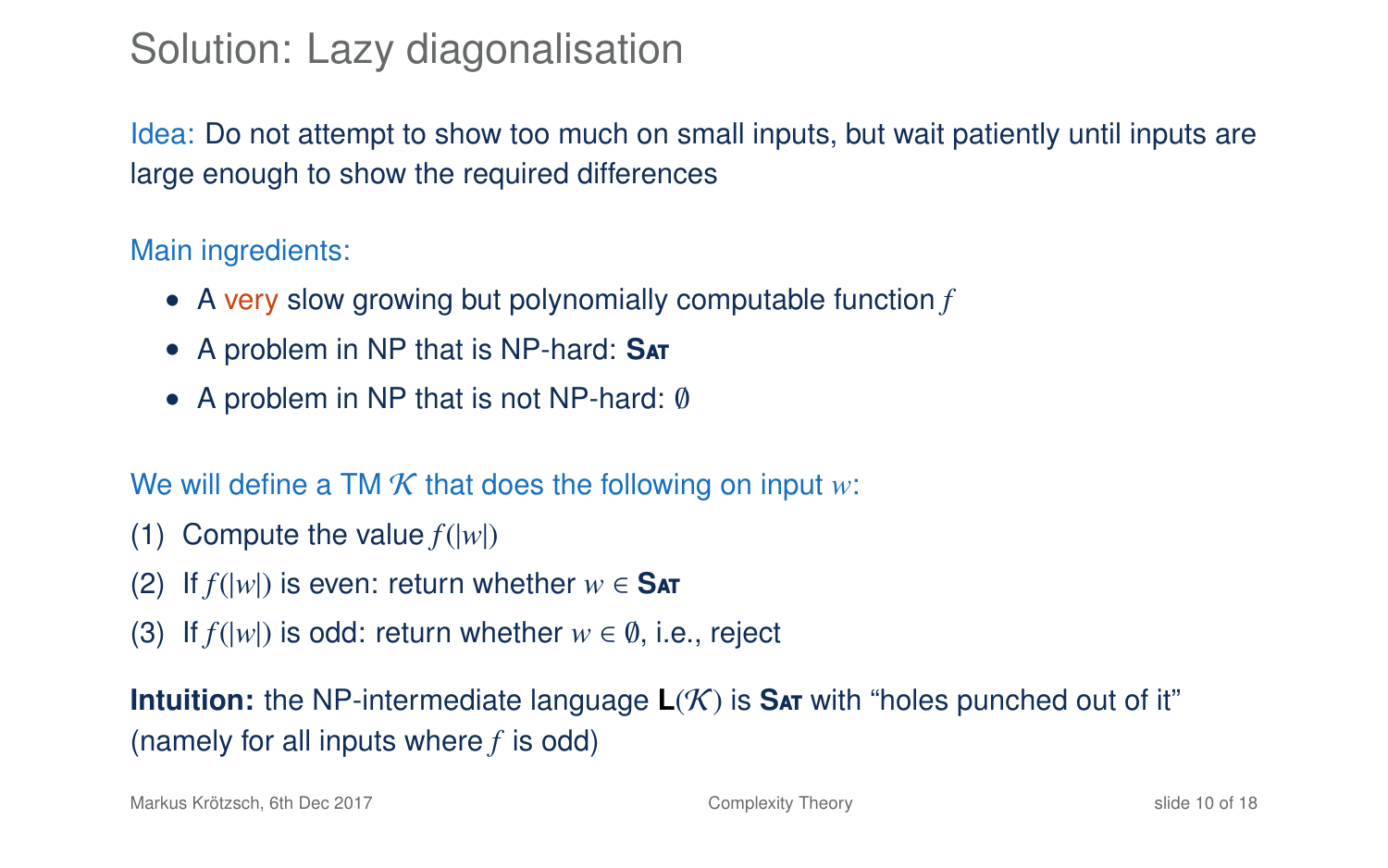# Solution: Lazy diagonalisation

Idea: Do not attempt to show too much on small inputs, but wait patiently until inputs are large enough to show the required differences

Main ingredients:

- A very slow growing but polynomially computable function $f$
- A problem in NP that is NP-hard: **Sat**
- A problem in NP that is not NP-hard: $\emptyset$

We will define a TM $\mathcal{K}$ that does the following on input $w$:

(1) Compute the value $f(|w|)$

(2) If $f(|w|)$ is even: return whether $w \in$ **Sat**

(3) If $f(|w|)$ is odd: return whether $w \in \emptyset$, i.e., reject

**Intuition:** the NP-intermediate language $\mathbf{L}(\mathcal{K})$ is **Sat** with "holes punched out of it" (namely for all inputs where $f$ is odd)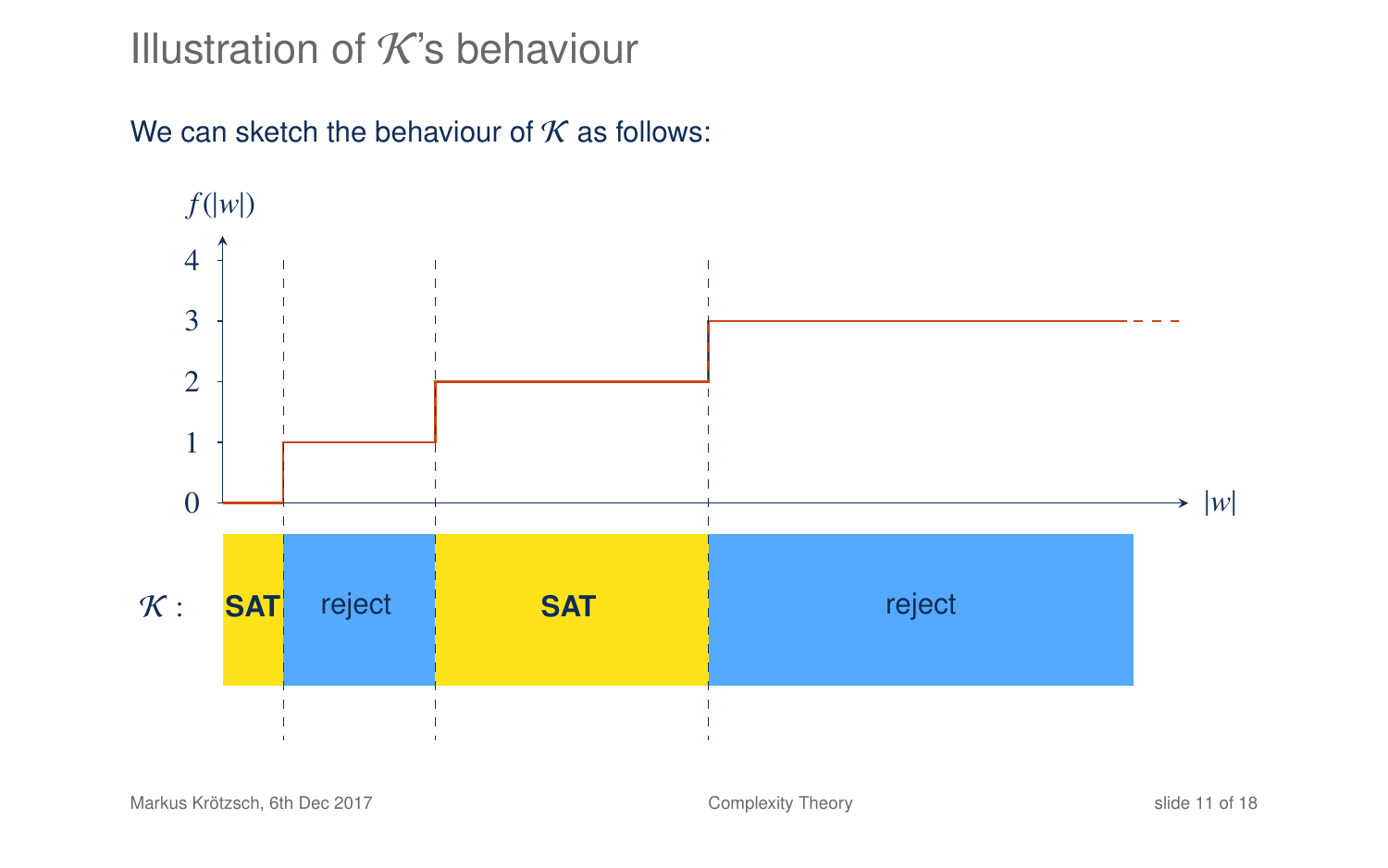# Illustration of $\mathcal{K}$'s behaviour

We can sketch the behaviour of $\mathcal{K}$ as follows:

$f(|w|)$

4
3
2
1
0

$|w|$

$\mathcal{K}$ : **SAT** | reject | **SAT** | reject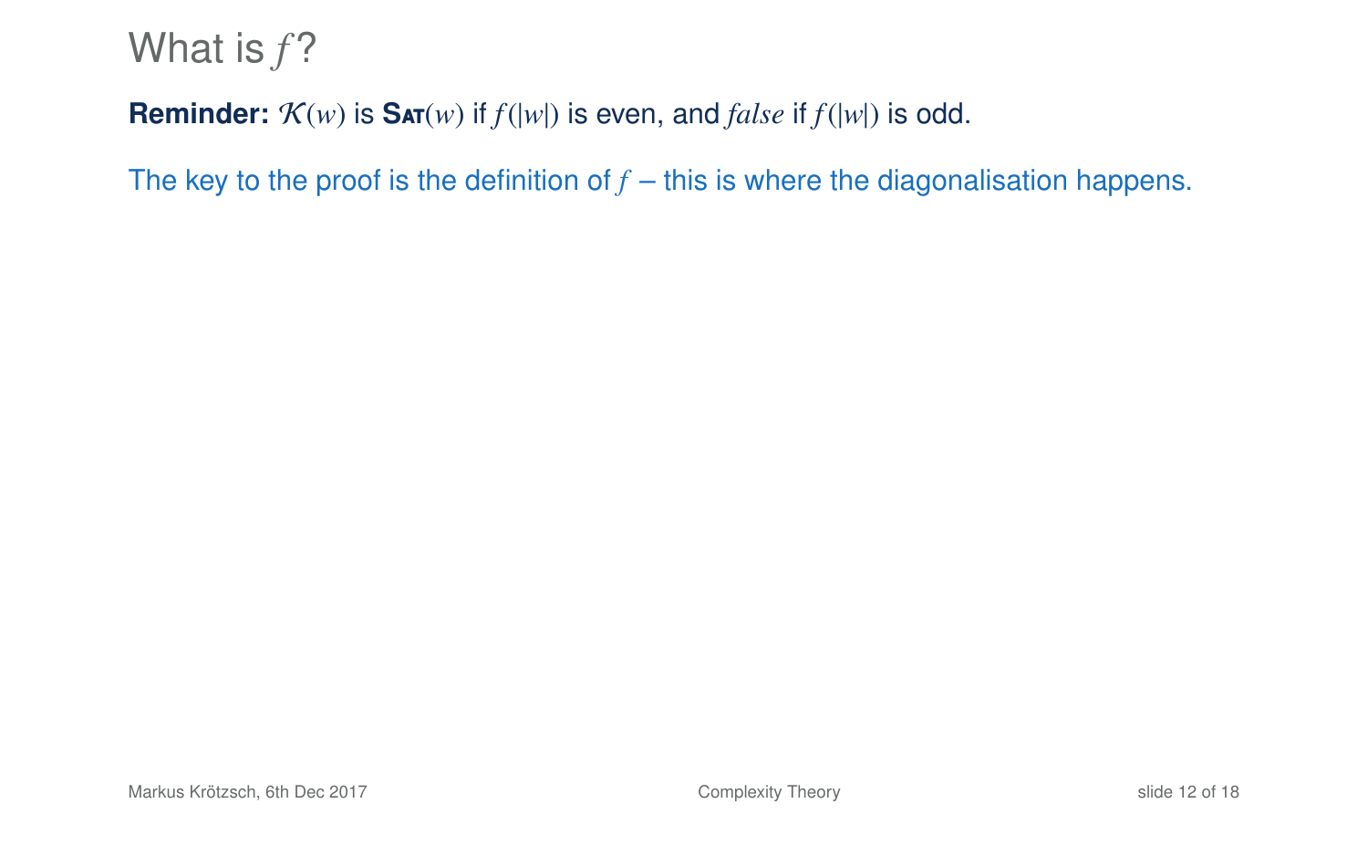# What is $f$?

**Reminder:** $\mathcal{K}(w)$ is **Sat**$(w)$ if $f(|w|)$ is even, and *false* if $f(|w|)$ is odd.

The key to the proof is the definition of $f$ – this is where the diagonalisation happens.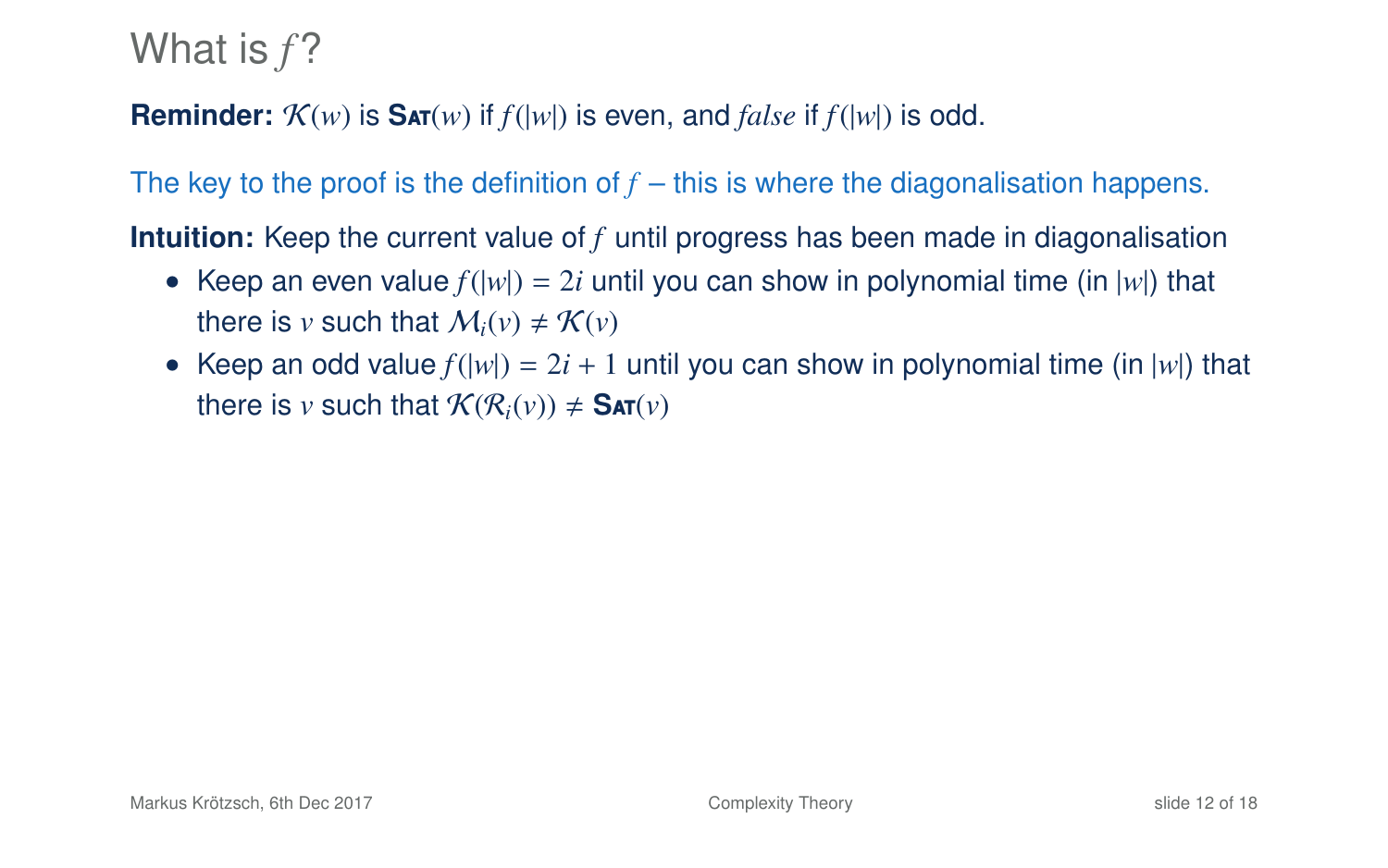# What is $f$?

**Reminder:** $\mathcal{K}(w)$ is **Sat**$(w)$ if $f(|w|)$ is even, and *false* if $f(|w|)$ is odd.

The key to the proof is the definition of $f$ – this is where the diagonalisation happens.

**Intuition:** Keep the current value of $f$ until progress has been made in diagonalisation

- Keep an even value $f(|w|) = 2i$ until you can show in polynomial time (in $|w|$) that there is $v$ such that $\mathcal{M}_i(v) \neq \mathcal{K}(v)$
- Keep an odd value $f(|w|) = 2i + 1$ until you can show in polynomial time (in $|w|$) that there is $v$ such that $\mathcal{K}(\mathcal{R}_i(v)) \neq$ **Sat**$(v)$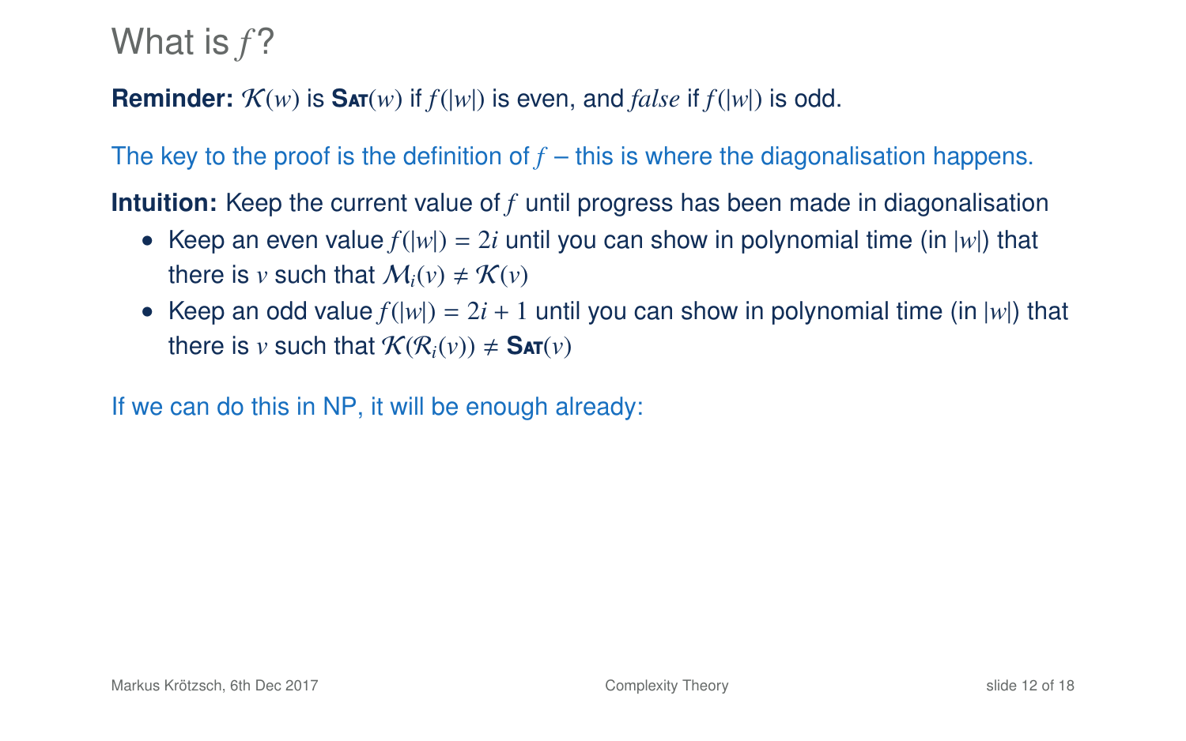# What is $f$?

**Reminder:** $\mathcal{K}(w)$ is **Sat**$(w)$ if $f(|w|)$ is even, and *false* if $f(|w|)$ is odd.

The key to the proof is the definition of $f$ – this is where the diagonalisation happens.

**Intuition:** Keep the current value of $f$ until progress has been made in diagonalisation

- Keep an even value $f(|w|) = 2i$ until you can show in polynomial time (in $|w|$) that there is $v$ such that $\mathcal{M}_i(v) \neq \mathcal{K}(v)$
- Keep an odd value $f(|w|) = 2i + 1$ until you can show in polynomial time (in $|w|$) that there is $v$ such that $\mathcal{K}(\mathcal{R}_i(v)) \neq$ **Sat**$(v)$

If we can do this in NP, it will be enough already: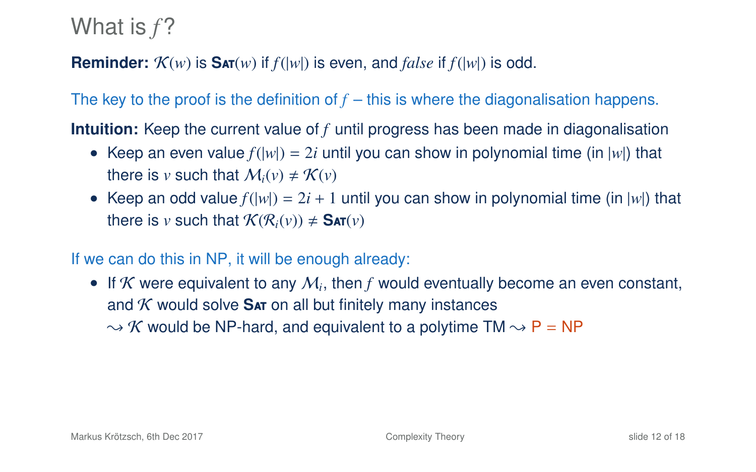# What is $f$?

**Reminder:** $\mathcal{K}(w)$ is **Sat**$(w)$ if $f(|w|)$ is even, and *false* if $f(|w|)$ is odd.

The key to the proof is the definition of $f$ – this is where the diagonalisation happens.

**Intuition:** Keep the current value of $f$ until progress has been made in diagonalisation

- Keep an even value $f(|w|) = 2i$ until you can show in polynomial time (in $|w|$) that there is $v$ such that $\mathcal{M}_i(v) \neq \mathcal{K}(v)$
- Keep an odd value $f(|w|) = 2i + 1$ until you can show in polynomial time (in $|w|$) that there is $v$ such that $\mathcal{K}(\mathcal{R}_i(v)) \neq$ **Sat**$(v)$

If we can do this in NP, it will be enough already:

- If $\mathcal{K}$ were equivalent to any $\mathcal{M}_i$, then $f$ would eventually become an even constant, and $\mathcal{K}$ would solve **Sat** on all but finitely many instances
  $\rightsquigarrow$ $\mathcal{K}$ would be NP-hard, and equivalent to a polytime TM $\rightsquigarrow$ P = NP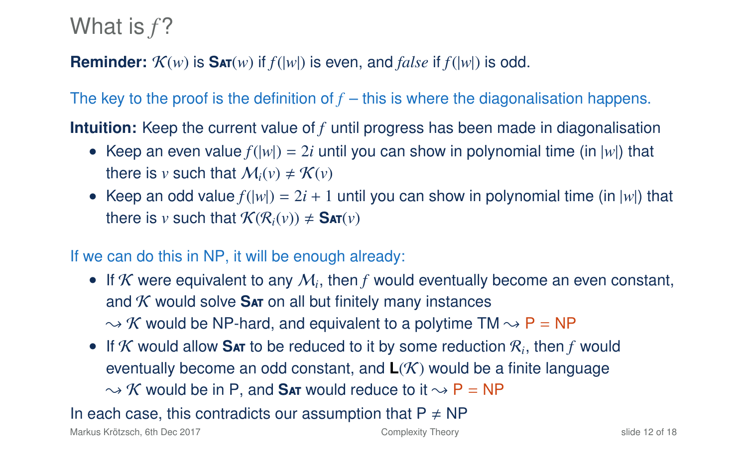# What is $f$?

**Reminder:** $\mathcal{K}(w)$ is **Sat**$(w)$ if $f(|w|)$ is even, and *false* if $f(|w|)$ is odd.

The key to the proof is the definition of $f$ – this is where the diagonalisation happens.

**Intuition:** Keep the current value of $f$ until progress has been made in diagonalisation

- Keep an even value $f(|w|) = 2i$ until you can show in polynomial time (in $|w|$) that there is $v$ such that $\mathcal{M}_i(v) \neq \mathcal{K}(v)$
- Keep an odd value $f(|w|) = 2i + 1$ until you can show in polynomial time (in $|w|$) that there is $v$ such that $\mathcal{K}(\mathcal{R}_i(v)) \neq$ **Sat**$(v)$

If we can do this in NP, it will be enough already:

- If $\mathcal{K}$ were equivalent to any $\mathcal{M}_i$, then $f$ would eventually become an even constant, and $\mathcal{K}$ would solve **Sat** on all but finitely many instances
  $\leadsto$ $\mathcal{K}$ would be NP-hard, and equivalent to a polytime TM $\leadsto$ P = NP
- If $\mathcal{K}$ would allow **Sat** to be reduced to it by some reduction $\mathcal{R}_i$, then $f$ would eventually become an odd constant, and $\mathbf{L}(\mathcal{K})$ would be a finite language
  $\leadsto$ $\mathcal{K}$ would be in P, and **Sat** would reduce to it $\leadsto$ P = NP

In each case, this contradicts our assumption that P $\neq$ NP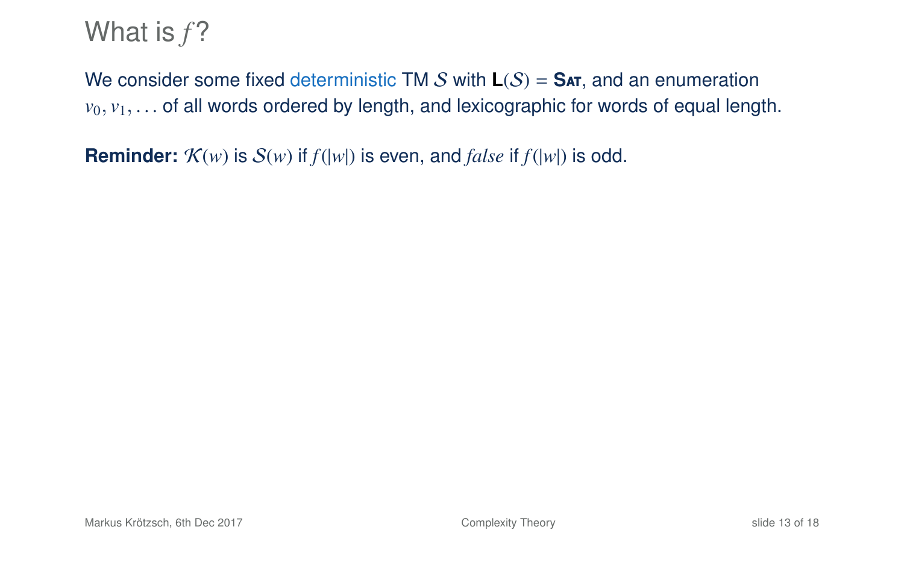# What is $f$?

We consider some fixed deterministic TM $\mathcal{S}$ with $\mathbf{L}(\mathcal{S}) = \textbf{Sat}$, and an enumeration $v_0, v_1, \ldots$ of all words ordered by length, and lexicographic for words of equal length.

**Reminder:** $\mathcal{K}(w)$ is $\mathcal{S}(w)$ if $f(|w|)$ is even, and *false* if $f(|w|)$ is odd.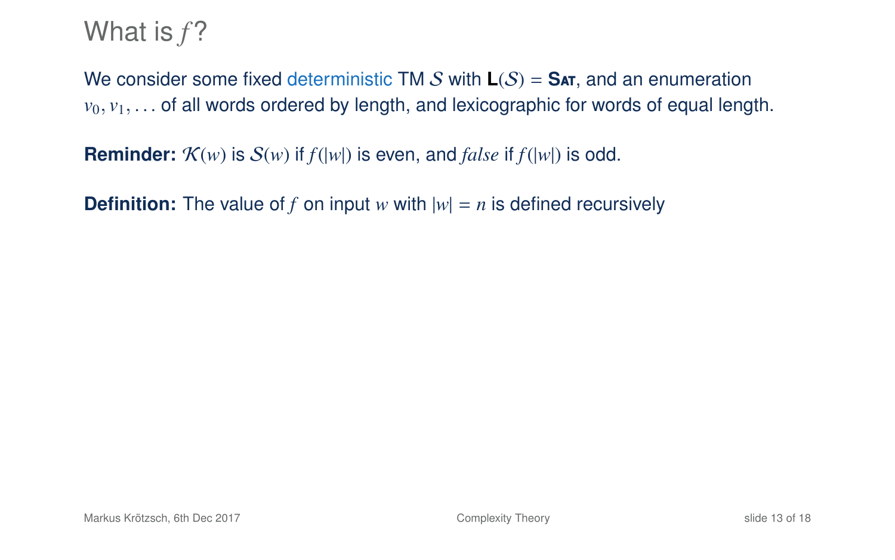# What is $f$?

We consider some fixed deterministic TM $\mathcal{S}$ with $\mathbf{L}(\mathcal{S}) = \textbf{Sat}$, and an enumeration $v_0, v_1, \ldots$ of all words ordered by length, and lexicographic for words of equal length.

**Reminder:** $\mathcal{K}(w)$ is $\mathcal{S}(w)$ if $f(|w|)$ is even, and *false* if $f(|w|)$ is odd.

**Definition:** The value of $f$ on input $w$ with $|w| = n$ is defined recursively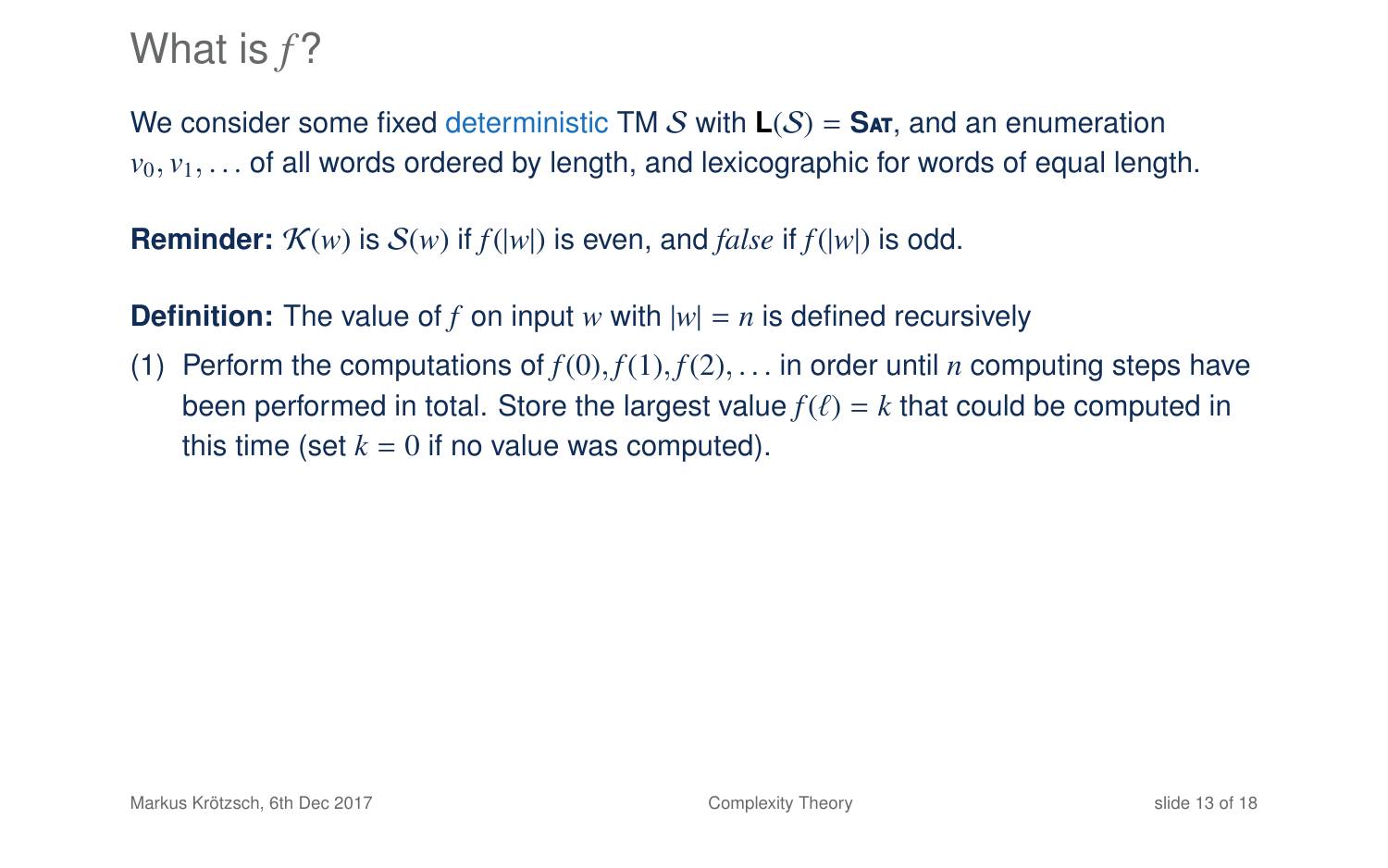# What is $f$?

We consider some fixed deterministic TM $\mathcal{S}$ with $\mathbf{L}(\mathcal{S}) = \textbf{Sat}$, and an enumeration $v_0, v_1, \ldots$ of all words ordered by length, and lexicographic for words of equal length.

**Reminder:** $\mathcal{K}(w)$ is $\mathcal{S}(w)$ if $f(|w|)$ is even, and *false* if $f(|w|)$ is odd.

**Definition:** The value of $f$ on input $w$ with $|w| = n$ is defined recursively

(1) Perform the computations of $f(0), f(1), f(2), \ldots$ in order until $n$ computing steps have been performed in total. Store the largest value $f(\ell) = k$ that could be computed in this time (set $k = 0$ if no value was computed).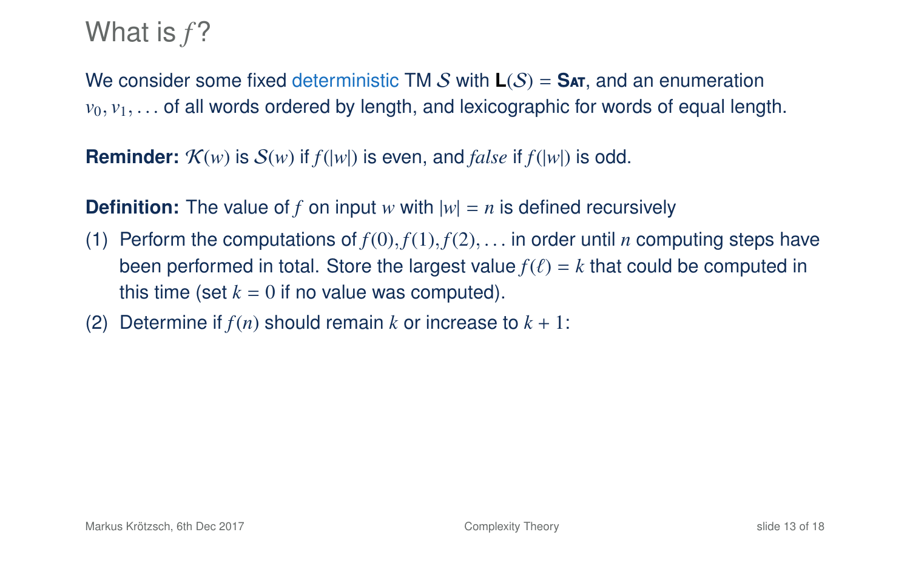# What is $f$?

We consider some fixed deterministic TM $\mathcal{S}$ with $\mathbf{L}(\mathcal{S}) = \textbf{Sat}$, and an enumeration $v_0, v_1, \ldots$ of all words ordered by length, and lexicographic for words of equal length.

**Reminder:** $\mathcal{K}(w)$ is $\mathcal{S}(w)$ if $f(|w|)$ is even, and *false* if $f(|w|)$ is odd.

**Definition:** The value of $f$ on input $w$ with $|w| = n$ is defined recursively

(1) Perform the computations of $f(0), f(1), f(2), \ldots$ in order until $n$ computing steps have been performed in total. Store the largest value $f(\ell) = k$ that could be computed in this time (set $k = 0$ if no value was computed).

(2) Determine if $f(n)$ should remain $k$ or increase to $k + 1$: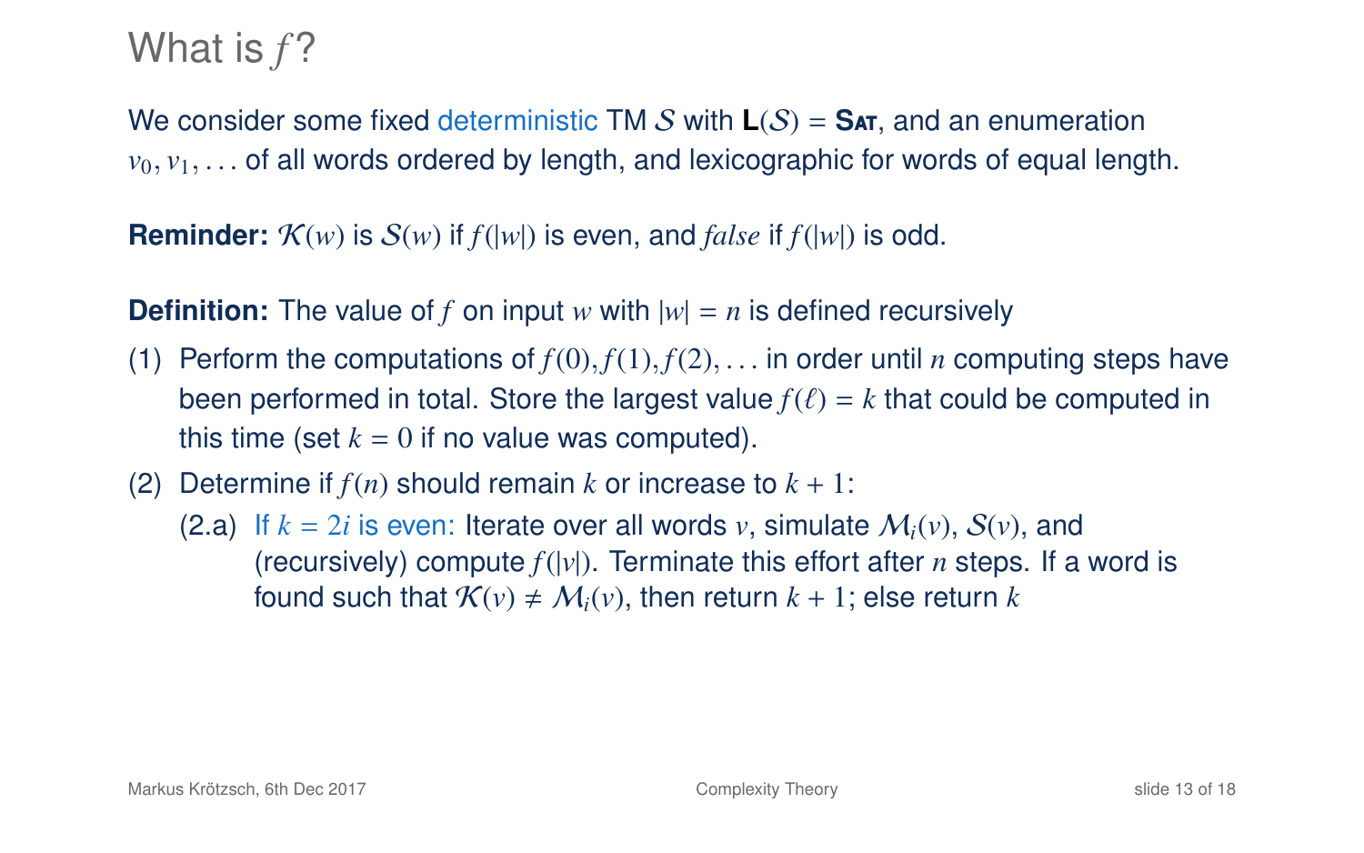# What is $f$?

We consider some fixed deterministic TM $\mathcal{S}$ with $\mathbf{L}(\mathcal{S}) = \textbf{Sat}$, and an enumeration $v_0, v_1, \ldots$ of all words ordered by length, and lexicographic for words of equal length.

**Reminder:** $\mathcal{K}(w)$ is $\mathcal{S}(w)$ if $f(|w|)$ is even, and *false* if $f(|w|)$ is odd.

**Definition:** The value of $f$ on input $w$ with $|w| = n$ is defined recursively

(1) Perform the computations of $f(0), f(1), f(2), \ldots$ in order until $n$ computing steps have been performed in total. Store the largest value $f(\ell) = k$ that could be computed in this time (set $k = 0$ if no value was computed).

(2) Determine if $f(n)$ should remain $k$ or increase to $k + 1$:

  (2.a) If $k = 2i$ is even: Iterate over all words $v$, simulate $\mathcal{M}_i(v)$, $\mathcal{S}(v)$, and (recursively) compute $f(|v|)$. Terminate this effort after $n$ steps. If a word is found such that $\mathcal{K}(v) \neq \mathcal{M}_i(v)$, then return $k + 1$; else return $k$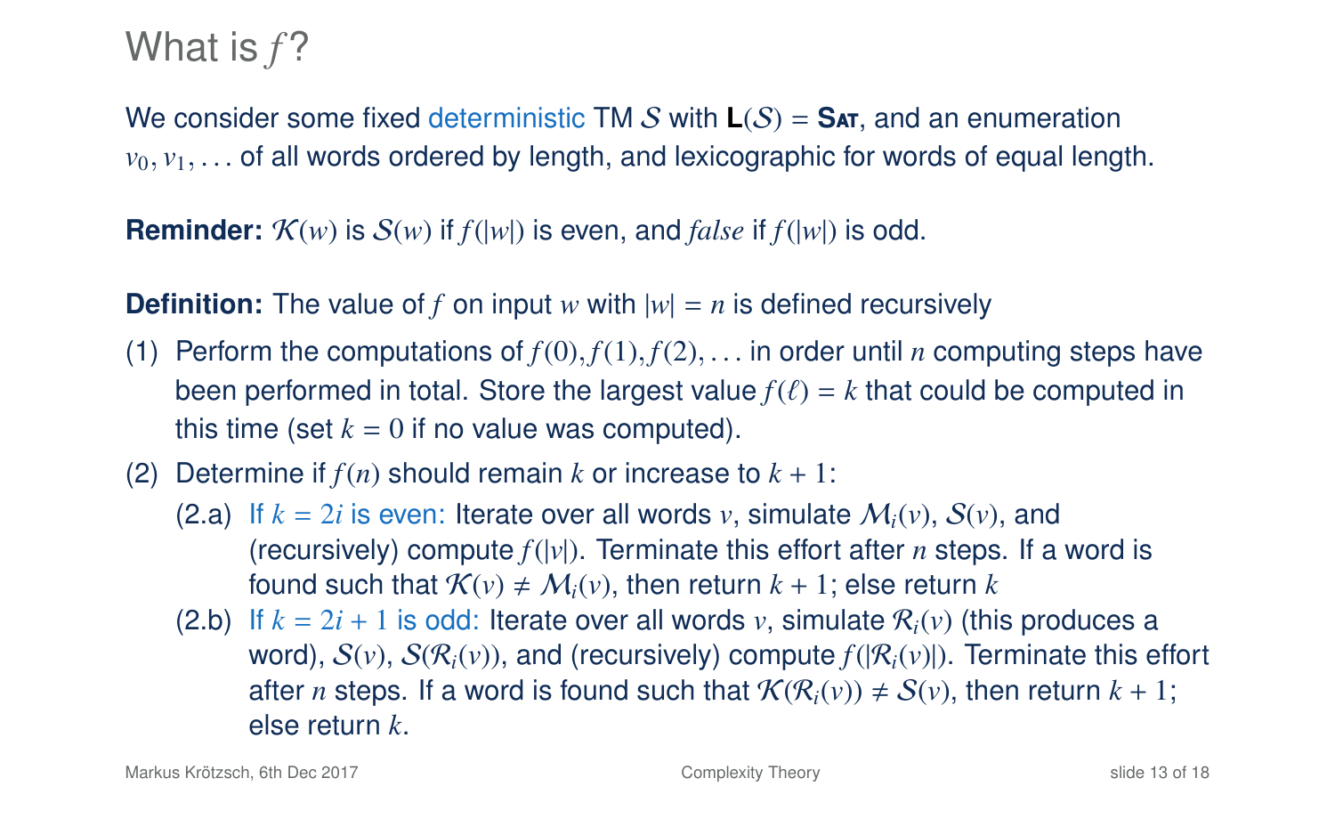# What is $f$?

We consider some fixed deterministic TM $\mathcal{S}$ with $\mathbf{L}(\mathcal{S}) = \textbf{Sat}$, and an enumeration $v_0, v_1, \ldots$ of all words ordered by length, and lexicographic for words of equal length.

**Reminder:** $\mathcal{K}(w)$ is $\mathcal{S}(w)$ if $f(|w|)$ is even, and *false* if $f(|w|)$ is odd.

**Definition:** The value of $f$ on input $w$ with $|w| = n$ is defined recursively

(1) Perform the computations of $f(0), f(1), f(2), \ldots$ in order until $n$ computing steps have been performed in total. Store the largest value $f(\ell) = k$ that could be computed in this time (set $k = 0$ if no value was computed).

(2) Determine if $f(n)$ should remain $k$ or increase to $k + 1$:

- (2.a) If $k = 2i$ is even: Iterate over all words $v$, simulate $\mathcal{M}_i(v)$, $\mathcal{S}(v)$, and (recursively) compute $f(|v|)$. Terminate this effort after $n$ steps. If a word is found such that $\mathcal{K}(v) \neq \mathcal{M}_i(v)$, then return $k + 1$; else return $k$
- (2.b) If $k = 2i + 1$ is odd: Iterate over all words $v$, simulate $\mathcal{R}_i(v)$ (this produces a word), $\mathcal{S}(v)$, $\mathcal{S}(\mathcal{R}_i(v))$, and (recursively) compute $f(|\mathcal{R}_i(v)|)$. Terminate this effort after $n$ steps. If a word is found such that $\mathcal{K}(\mathcal{R}_i(v)) \neq \mathcal{S}(v)$, then return $k + 1$; else return $k$.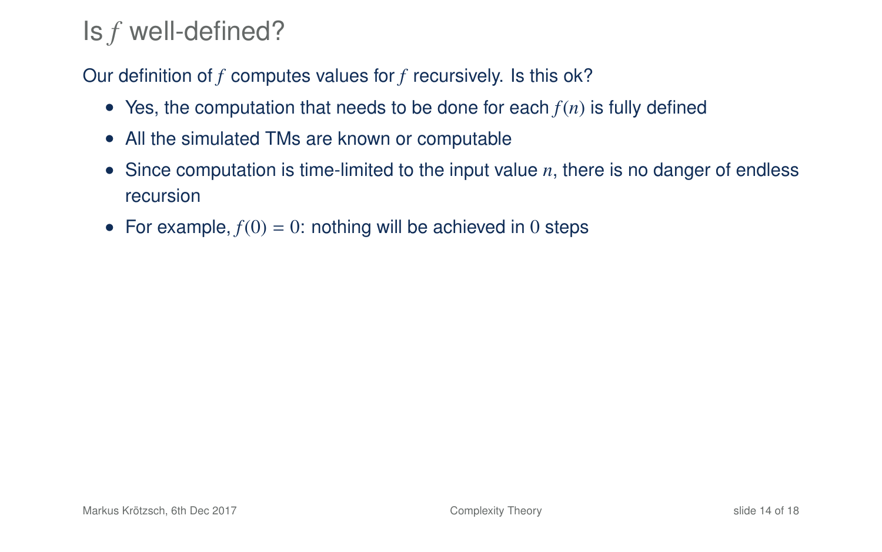# Is $f$ well-defined?

Our definition of $f$ computes values for $f$ recursively. Is this ok?

- Yes, the computation that needs to be done for each $f(n)$ is fully defined
- All the simulated TMs are known or computable
- Since computation is time-limited to the input value $n$, there is no danger of endless recursion
- For example, $f(0) = 0$: nothing will be achieved in $0$ steps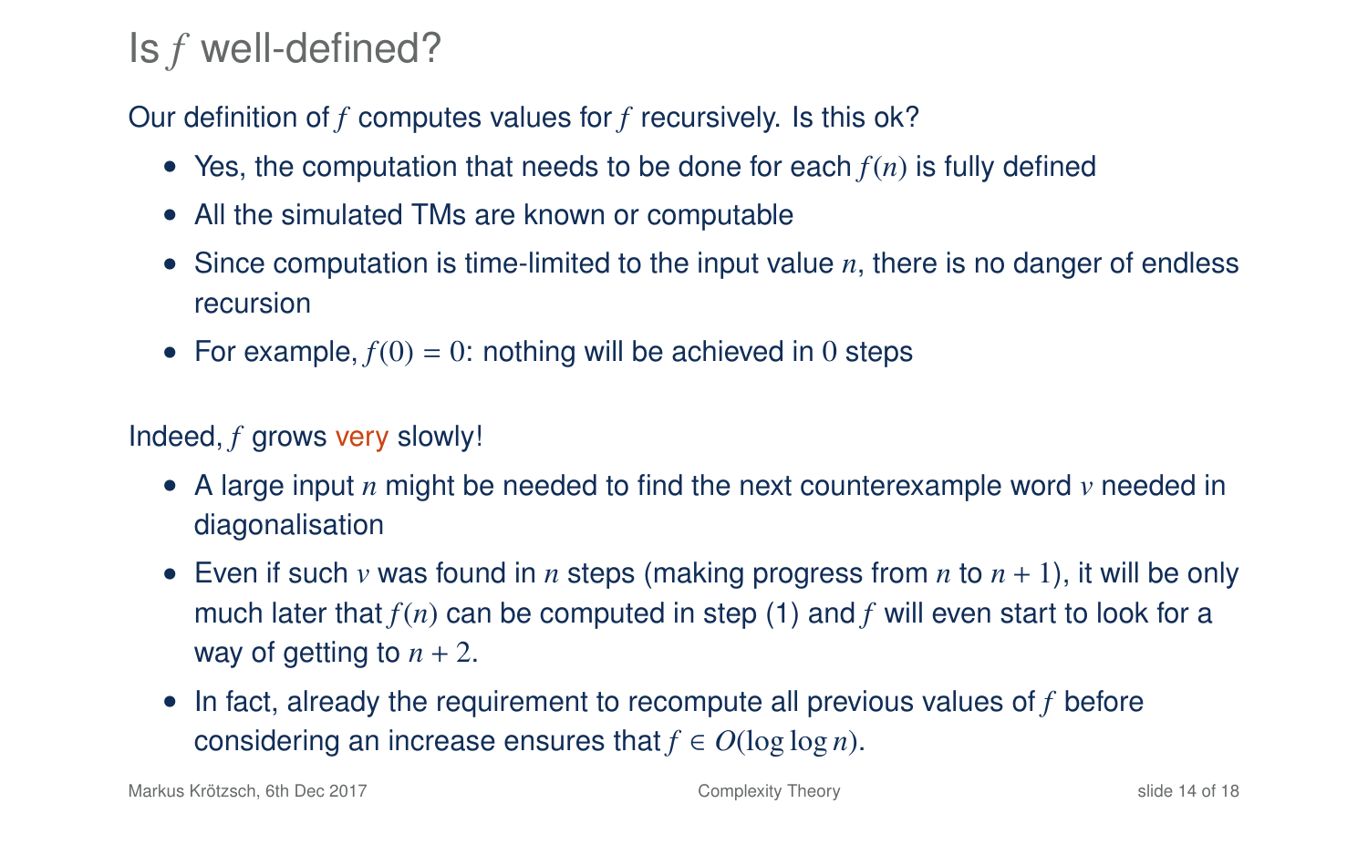# Is $f$ well-defined?

Our definition of $f$ computes values for $f$ recursively. Is this ok?

- Yes, the computation that needs to be done for each $f(n)$ is fully defined
- All the simulated TMs are known or computable
- Since computation is time-limited to the input value $n$, there is no danger of endless recursion
- For example, $f(0) = 0$: nothing will be achieved in $0$ steps

Indeed, $f$ grows very slowly!

- A large input $n$ might be needed to find the next counterexample word $v$ needed in diagonalisation
- Even if such $v$ was found in $n$ steps (making progress from $n$ to $n + 1$), it will be only much later that $f(n)$ can be computed in step (1) and $f$ will even start to look for a way of getting to $n + 2$.
- In fact, already the requirement to recompute all previous values of $f$ before considering an increase ensures that $f \in O(\log \log n)$.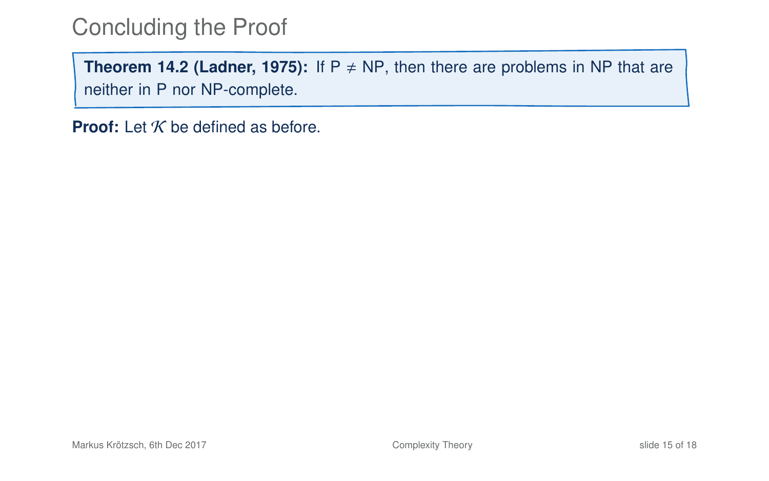# Concluding the Proof

**Theorem 14.2 (Ladner, 1975):** If P $\neq$ NP, then there are problems in NP that are neither in P nor NP-complete.

**Proof:** Let $\mathcal{K}$ be defined as before.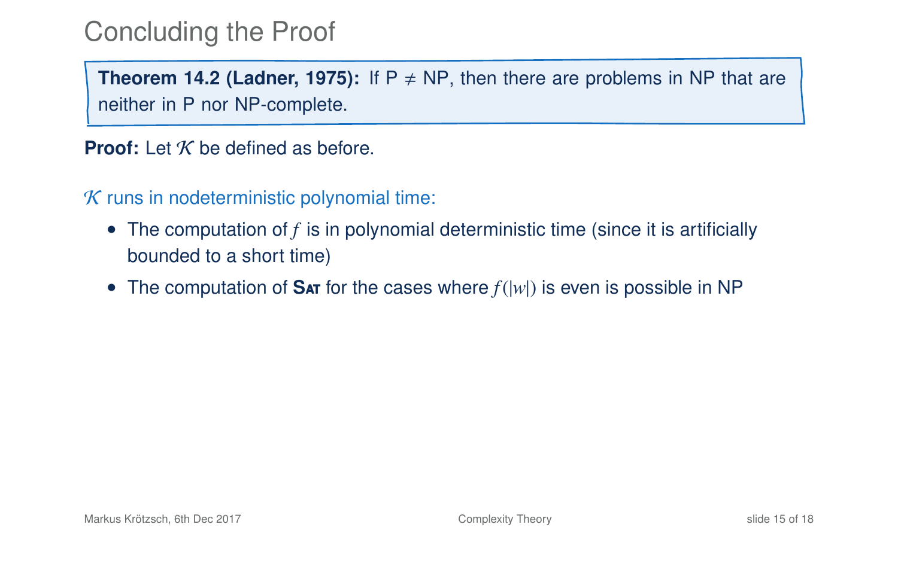# Concluding the Proof

**Theorem 14.2 (Ladner, 1975):** If P ≠ NP, then there are problems in NP that are neither in P nor NP-complete.

**Proof:** Let $\mathcal{K}$ be defined as before.

$\mathcal{K}$ runs in nodeterministic polynomial time:

- The computation of $f$ is in polynomial deterministic time (since it is artificially bounded to a short time)
- The computation of **Sat** for the cases where $f(|w|)$ is even is possible in NP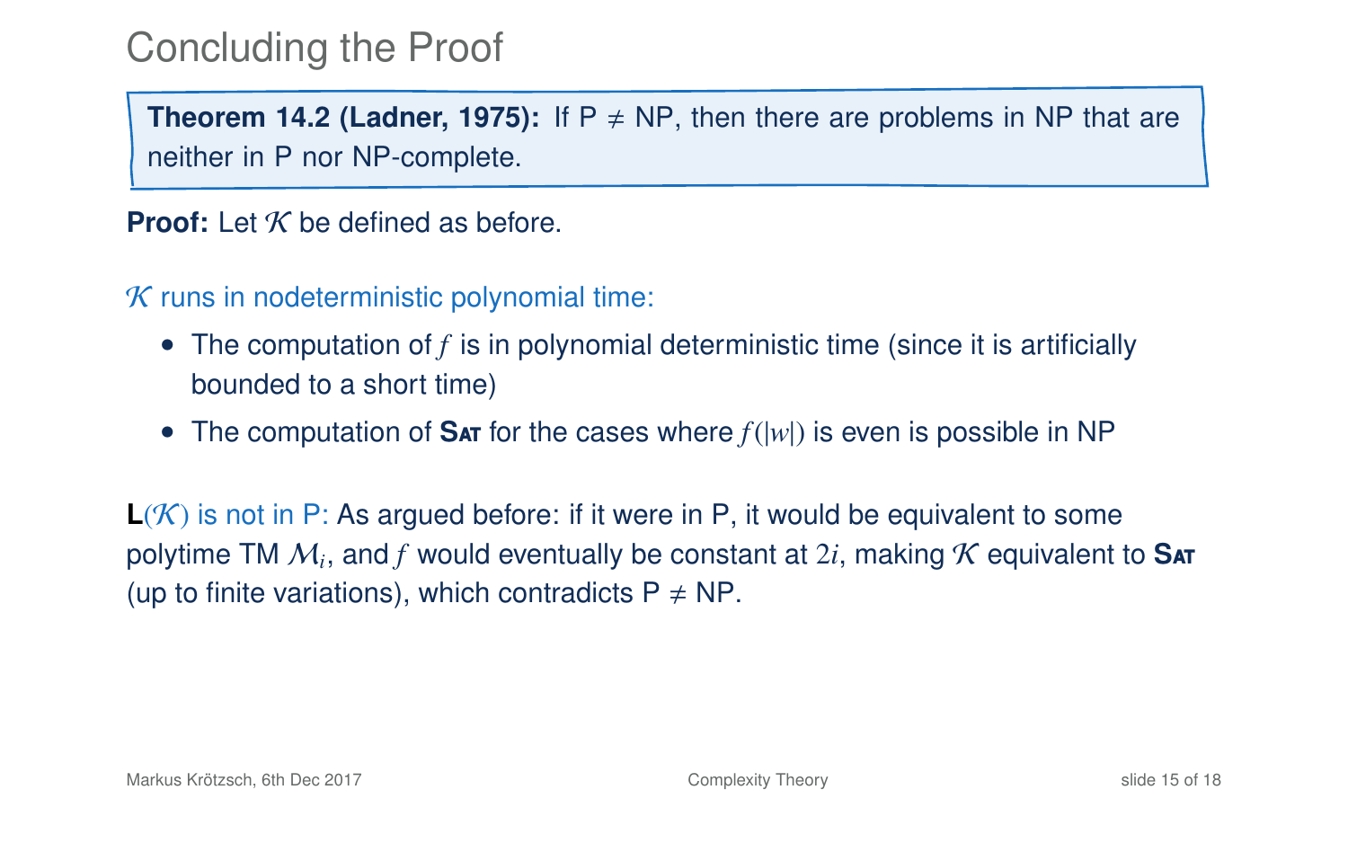# Concluding the Proof

**Theorem 14.2 (Ladner, 1975):** If P ≠ NP, then there are problems in NP that are neither in P nor NP-complete.

**Proof:** Let $\mathcal{K}$ be defined as before.

$\mathcal{K}$ runs in nodeterministic polynomial time:

- The computation of $f$ is in polynomial deterministic time (since it is artificially bounded to a short time)
- The computation of **Sat** for the cases where $f(|w|)$ is even is possible in NP

**L**$(\mathcal{K})$ is not in P: As argued before: if it were in P, it would be equivalent to some polytime TM $\mathcal{M}_i$, and $f$ would eventually be constant at $2i$, making $\mathcal{K}$ equivalent to **Sat** (up to finite variations), which contradicts P ≠ NP.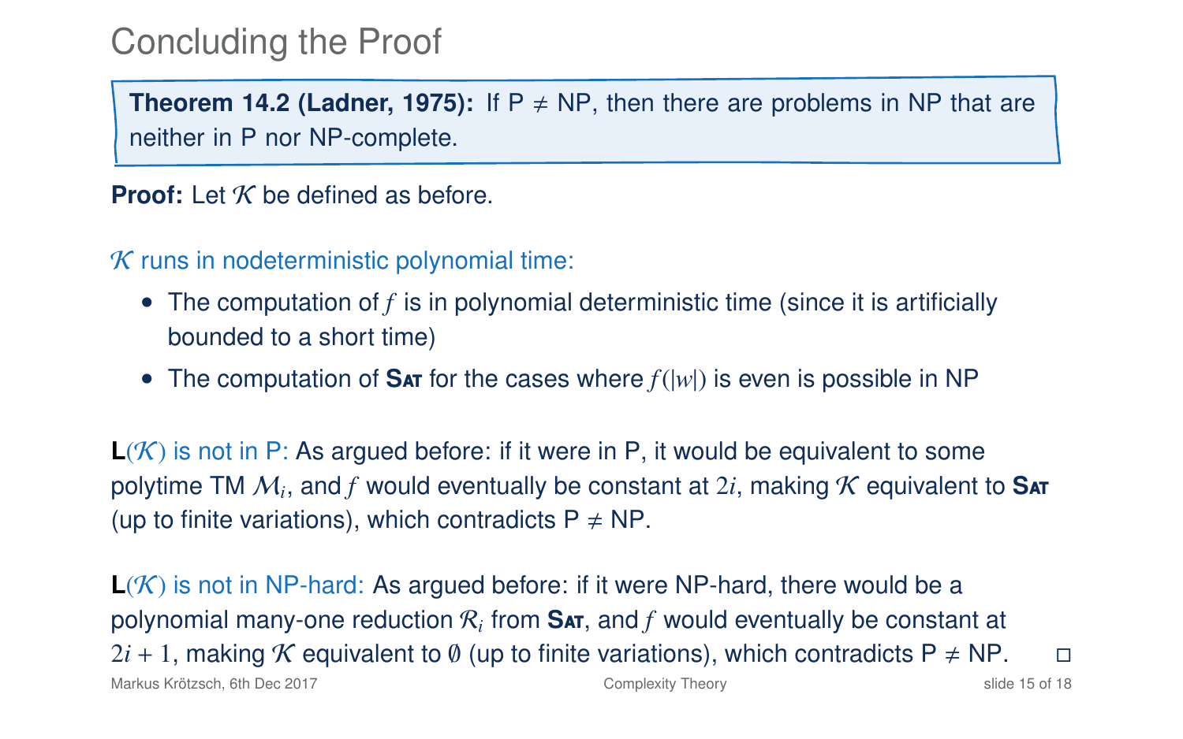# Concluding the Proof

**Theorem 14.2 (Ladner, 1975):** If P ≠ NP, then there are problems in NP that are neither in P nor NP-complete.

**Proof:** Let $\mathcal{K}$ be defined as before.

$\mathcal{K}$ runs in nodeterministic polynomial time:

- The computation of $f$ is in polynomial deterministic time (since it is artificially bounded to a short time)
- The computation of **Sat** for the cases where $f(|w|)$ is even is possible in NP

**L**$(\mathcal{K})$ is not in P: As argued before: if it were in P, it would be equivalent to some polytime TM $\mathcal{M}_i$, and $f$ would eventually be constant at $2i$, making $\mathcal{K}$ equivalent to **Sat** (up to finite variations), which contradicts P ≠ NP.

**L**$(\mathcal{K})$ is not in NP-hard: As argued before: if it were NP-hard, there would be a polynomial many-one reduction $\mathcal{R}_i$ from **Sat**, and $f$ would eventually be constant at $2i + 1$, making $\mathcal{K}$ equivalent to $\emptyset$ (up to finite variations), which contradicts P ≠ NP. □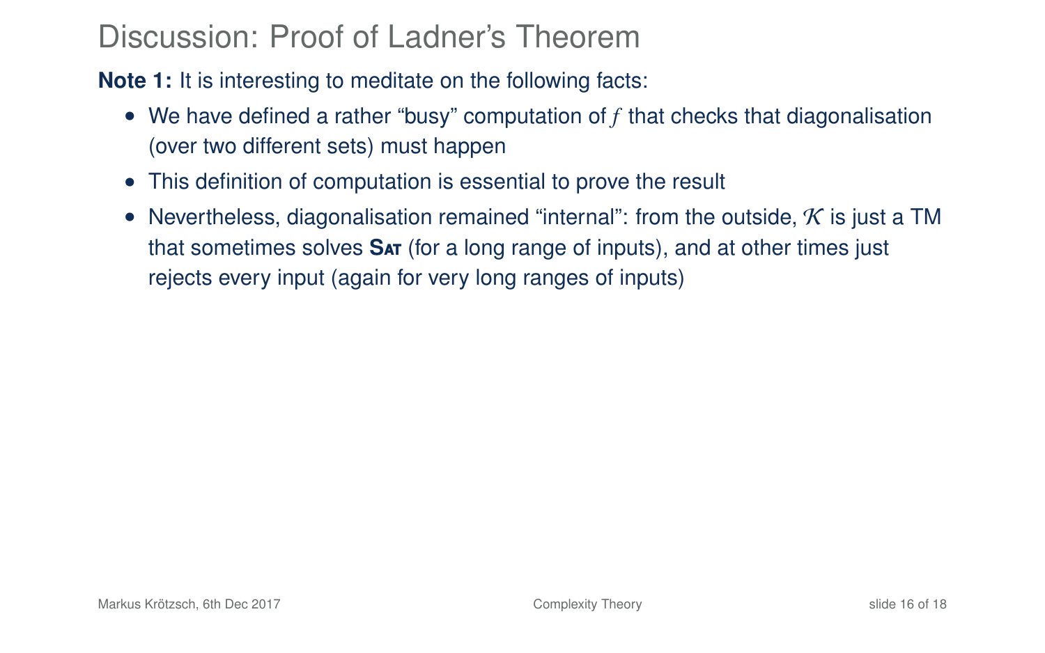# Discussion: Proof of Ladner's Theorem

**Note 1:** It is interesting to meditate on the following facts:

- We have defined a rather "busy" computation of $f$ that checks that diagonalisation (over two different sets) must happen
- This definition of computation is essential to prove the result
- Nevertheless, diagonalisation remained "internal": from the outside, $\mathcal{K}$ is just a TM that sometimes solves **Sat** (for a long range of inputs), and at other times just rejects every input (again for very long ranges of inputs)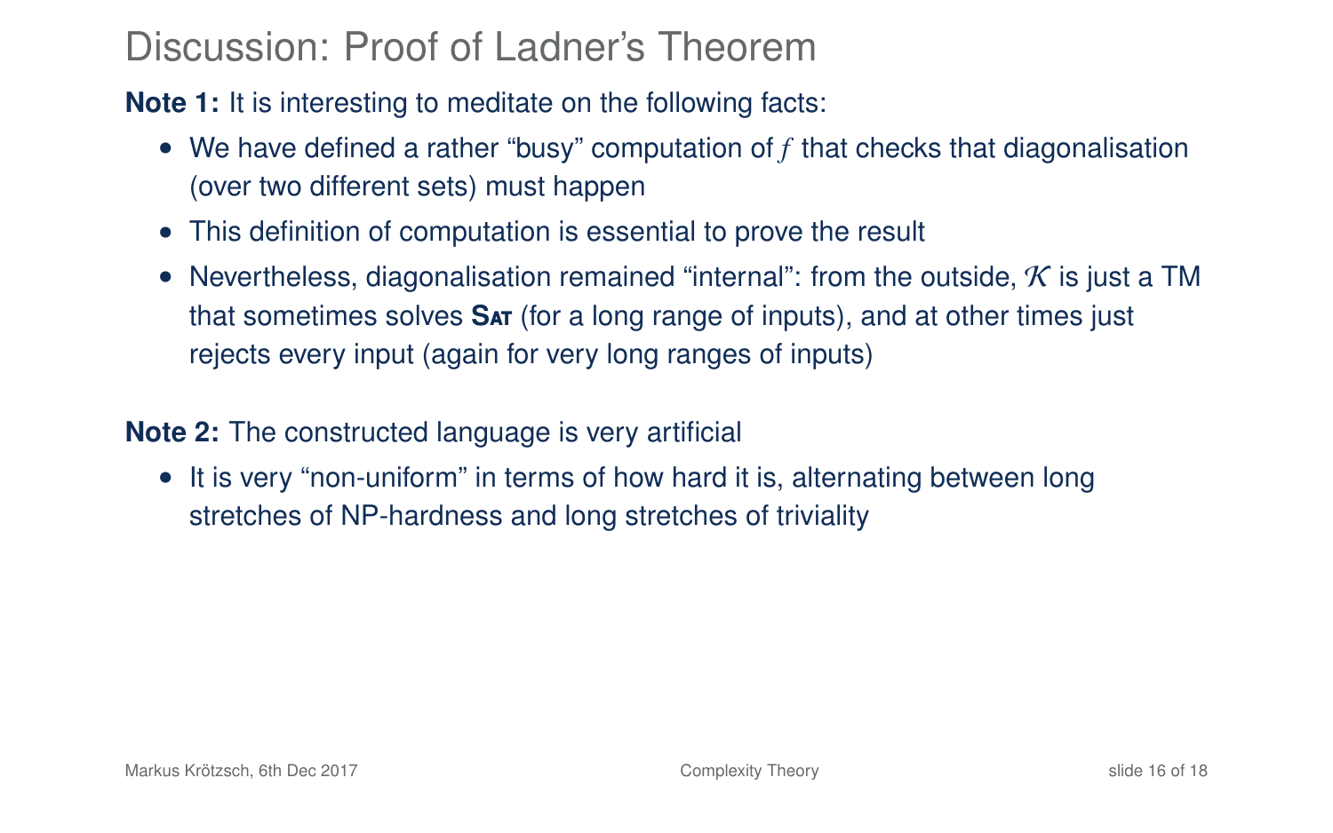# Discussion: Proof of Ladner's Theorem

**Note 1:** It is interesting to meditate on the following facts:

- We have defined a rather "busy" computation of $f$ that checks that diagonalisation (over two different sets) must happen
- This definition of computation is essential to prove the result
- Nevertheless, diagonalisation remained "internal": from the outside, $\mathcal{K}$ is just a TM that sometimes solves **Sat** (for a long range of inputs), and at other times just rejects every input (again for very long ranges of inputs)

**Note 2:** The constructed language is very artificial

- It is very "non-uniform" in terms of how hard it is, alternating between long stretches of NP-hardness and long stretches of triviality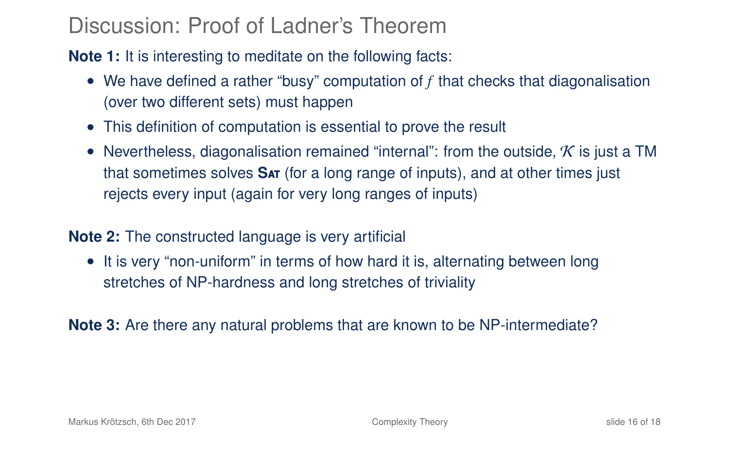# Discussion: Proof of Ladner's Theorem

**Note 1:** It is interesting to meditate on the following facts:

- We have defined a rather "busy" computation of $f$ that checks that diagonalisation (over two different sets) must happen
- This definition of computation is essential to prove the result
- Nevertheless, diagonalisation remained "internal": from the outside, $\mathcal{K}$ is just a TM that sometimes solves **Sat** (for a long range of inputs), and at other times just rejects every input (again for very long ranges of inputs)

**Note 2:** The constructed language is very artificial

- It is very "non-uniform" in terms of how hard it is, alternating between long stretches of NP-hardness and long stretches of triviality

**Note 3:** Are there any natural problems that are known to be NP-intermediate?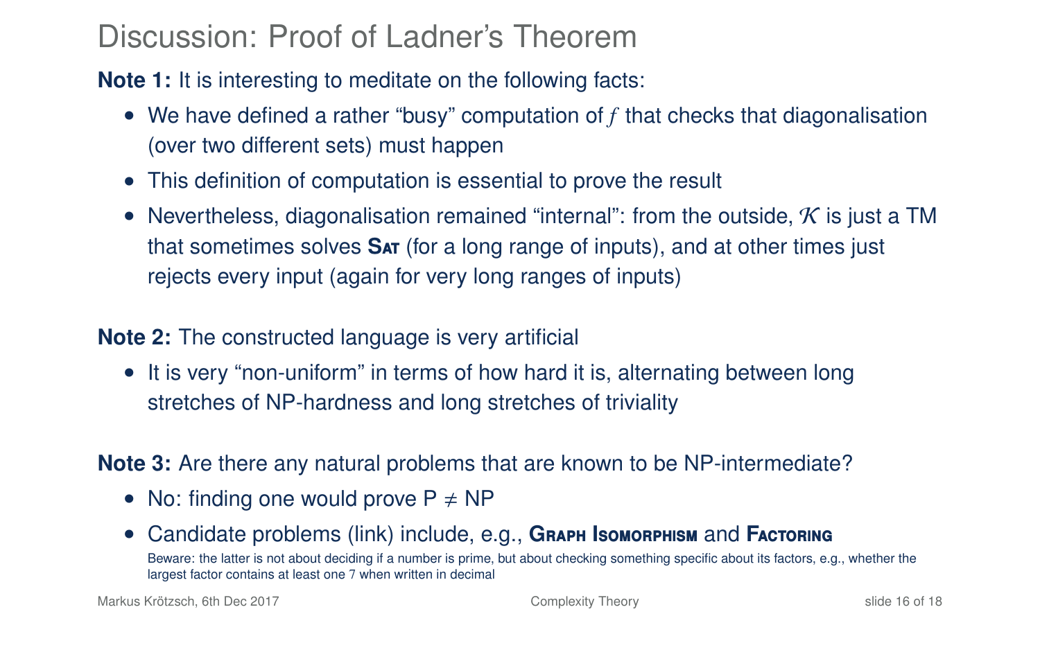# Discussion: Proof of Ladner's Theorem

**Note 1:** It is interesting to meditate on the following facts:

- We have defined a rather "busy" computation of $f$ that checks that diagonalisation (over two different sets) must happen
- This definition of computation is essential to prove the result
- Nevertheless, diagonalisation remained "internal": from the outside, $\mathcal{K}$ is just a TM that sometimes solves **Sat** (for a long range of inputs), and at other times just rejects every input (again for very long ranges of inputs)

**Note 2:** The constructed language is very artificial

- It is very "non-uniform" in terms of how hard it is, alternating between long stretches of NP-hardness and long stretches of triviality

**Note 3:** Are there any natural problems that are known to be NP-intermediate?

- No: finding one would prove P $\neq$ NP
- Candidate problems (link) include, e.g., **Graph Isomorphism** and **Factoring**
  Beware: the latter is not about deciding if a number is prime, but about checking something specific about its factors, e.g., whether the largest factor contains at least one 7 when written in decimal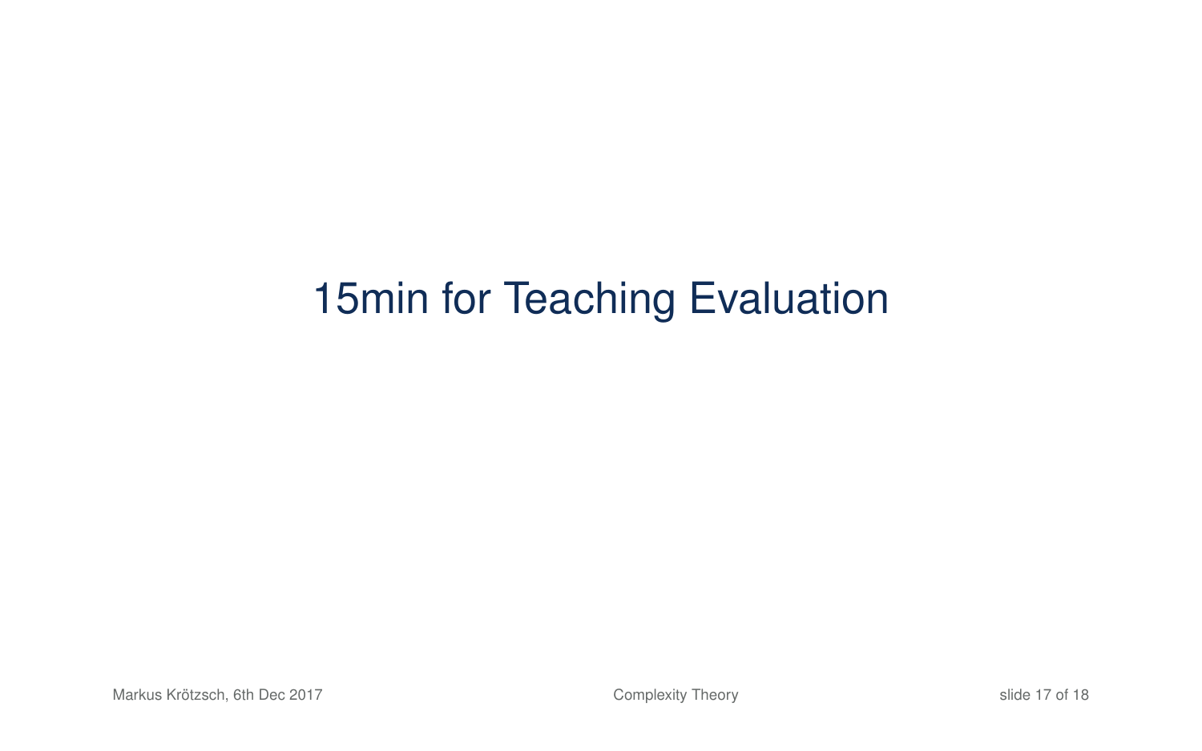# 15min for Teaching Evaluation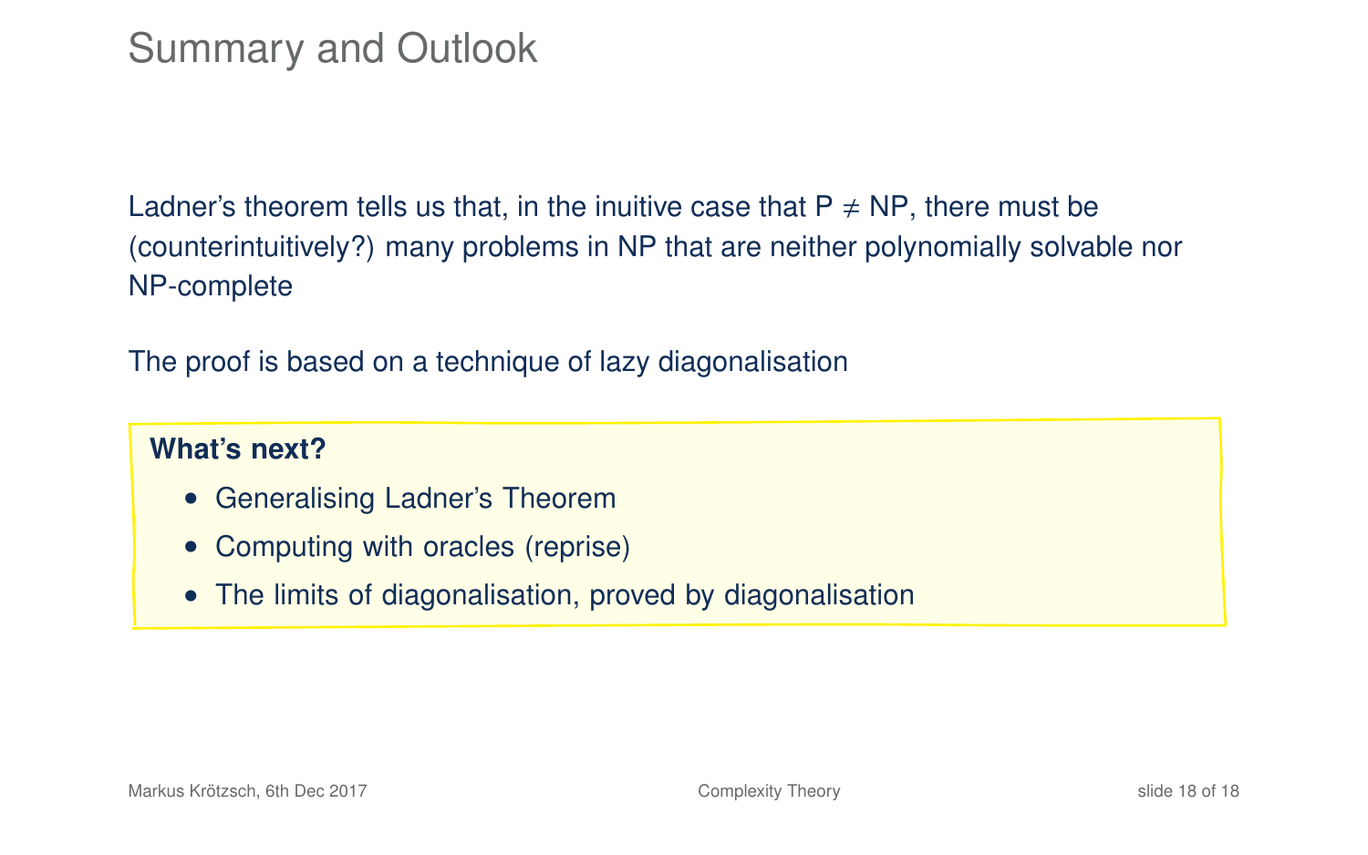# Summary and Outlook

Ladner's theorem tells us that, in the inuitive case that P $\neq$ NP, there must be (counterintuitively?) many problems in NP that are neither polynomially solvable nor NP-complete

The proof is based on a technique of lazy diagonalisation

**What's next?**

- Generalising Ladner's Theorem
- Computing with oracles (reprise)
- The limits of diagonalisation, proved by diagonalisation